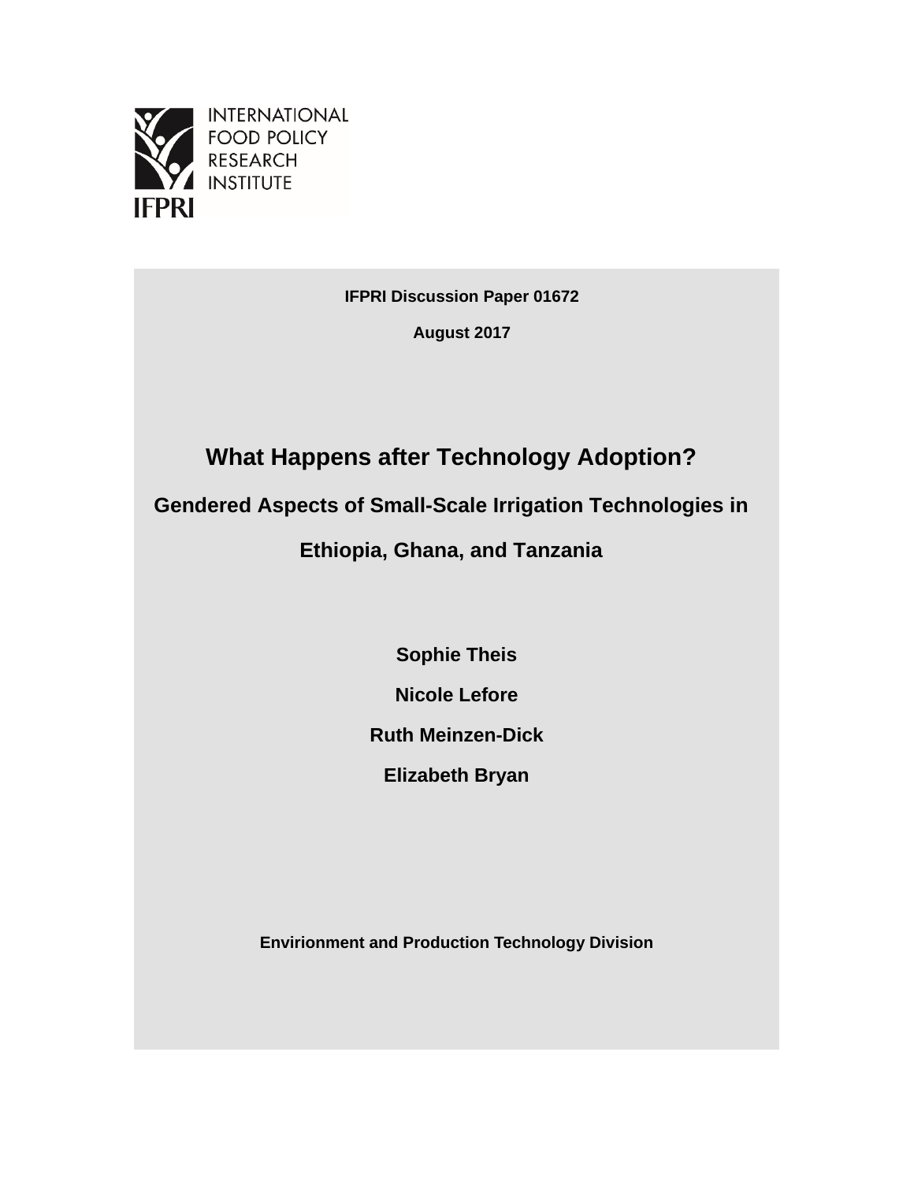INTERNATIONAL FOOD POLICY RESEARCH INSTITUTE

IFPRI

**IFPRI Discussion Paper 01672**

**August 2017**

# What Happens after Technology Adoption?

## Gendered Aspects of Small-Scale Irrigation Technologies in Ethiopia, Ghana, and Tanzania

**Sophie Theis**

**Nicole Lefore**

**Ruth Meinzen-Dick**

**Elizabeth Bryan**

**Envirionment and Production Technology Division**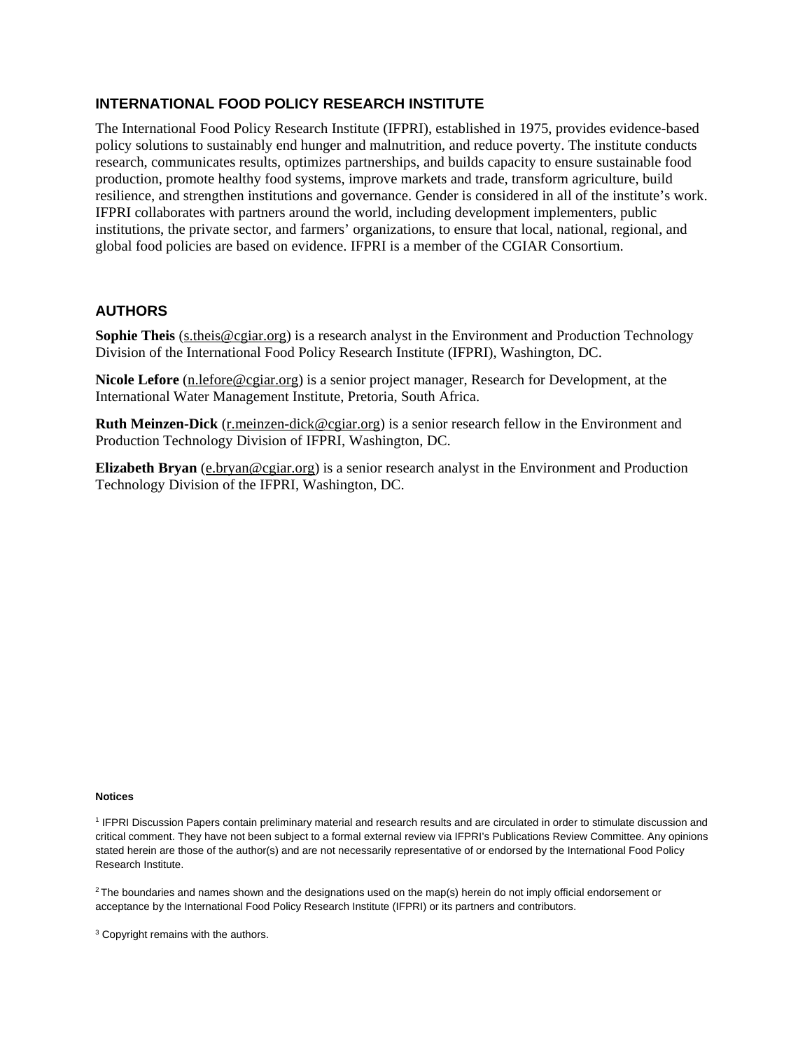## INTERNATIONAL FOOD POLICY RESEARCH INSTITUTE

The International Food Policy Research Institute (IFPRI), established in 1975, provides evidence-based policy solutions to sustainably end hunger and malnutrition, and reduce poverty. The institute conducts research, communicates results, optimizes partnerships, and builds capacity to ensure sustainable food production, promote healthy food systems, improve markets and trade, transform agriculture, build resilience, and strengthen institutions and governance. Gender is considered in all of the institute's work. IFPRI collaborates with partners around the world, including development implementers, public institutions, the private sector, and farmers' organizations, to ensure that local, national, regional, and global food policies are based on evidence. IFPRI is a member of the CGIAR Consortium.

## AUTHORS

**Sophie Theis** (s.theis@cgiar.org) is a research analyst in the Environment and Production Technology Division of the International Food Policy Research Institute (IFPRI), Washington, DC.

**Nicole Lefore** (n.lefore@cgiar.org) is a senior project manager, Research for Development, at the International Water Management Institute, Pretoria, South Africa.

**Ruth Meinzen-Dick** (r.meinzen-dick@cgiar.org) is a senior research fellow in the Environment and Production Technology Division of IFPRI, Washington, DC.

**Elizabeth Bryan** (e.bryan@cgiar.org) is a senior research analyst in the Environment and Production Technology Division of the IFPRI, Washington, DC.

#### Notices

[1] IFPRI Discussion Papers contain preliminary material and research results and are circulated in order to stimulate discussion and critical comment. They have not been subject to a formal external review via IFPRI's Publications Review Committee. Any opinions stated herein are those of the author(s) and are not necessarily representative of or endorsed by the International Food Policy Research Institute.

[2] The boundaries and names shown and the designations used on the map(s) herein do not imply official endorsement or acceptance by the International Food Policy Research Institute (IFPRI) or its partners and contributors.

[3] Copyright remains with the authors.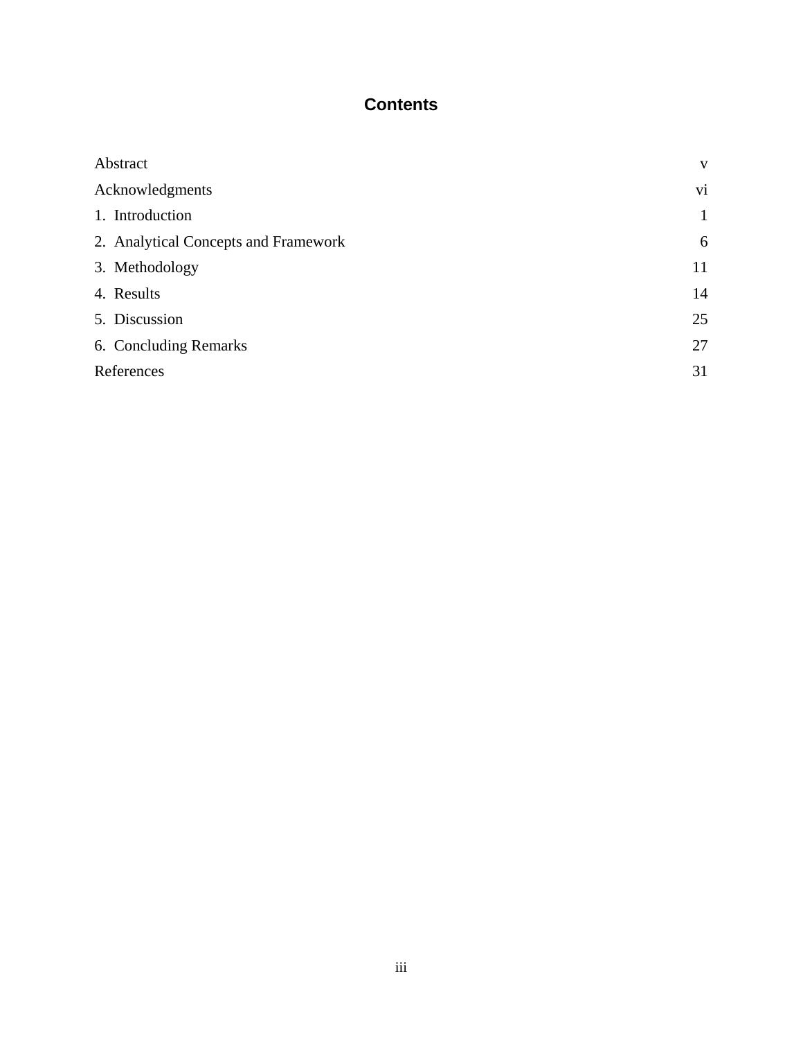# Contents

| | |
|---|---|
| Abstract | v |
| Acknowledgments | vi |
| 1. Introduction | 1 |
| 2. Analytical Concepts and Framework | 6 |
| 3. Methodology | 11 |
| 4. Results | 14 |
| 5. Discussion | 25 |
| 6. Concluding Remarks | 27 |
| References | 31 |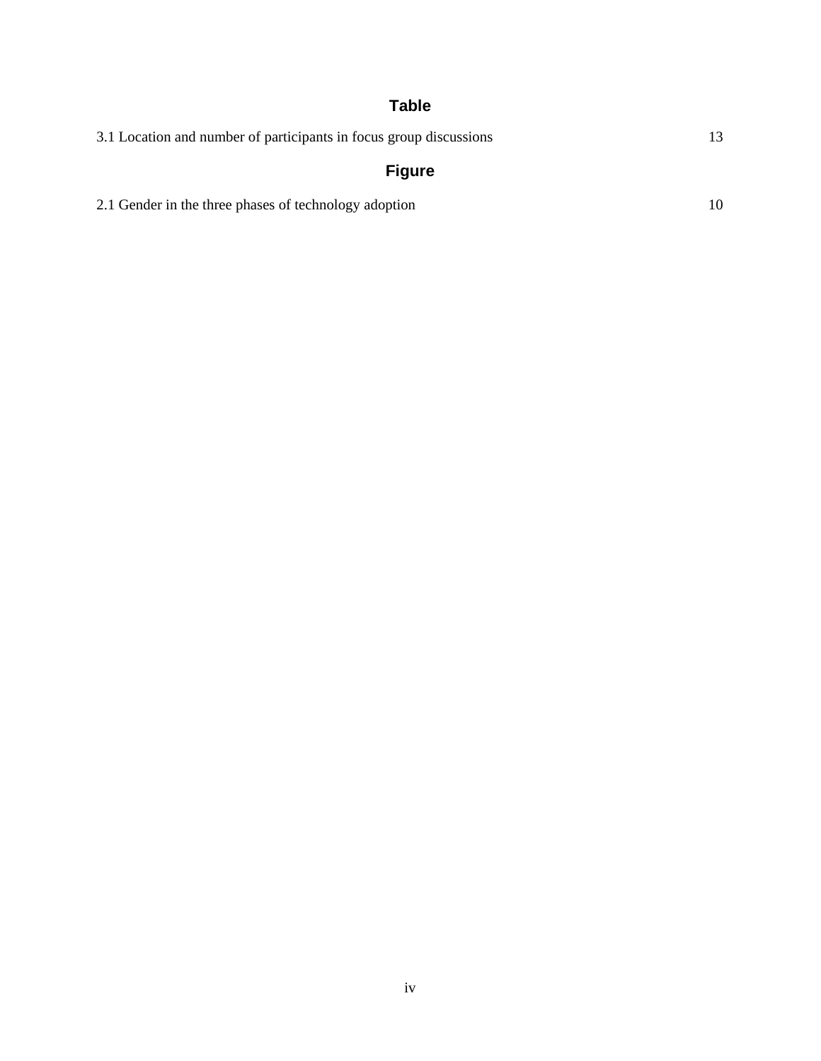## Table

3.1 Location and number of participants in focus group discussions 13

## Figure

2.1 Gender in the three phases of technology adoption 10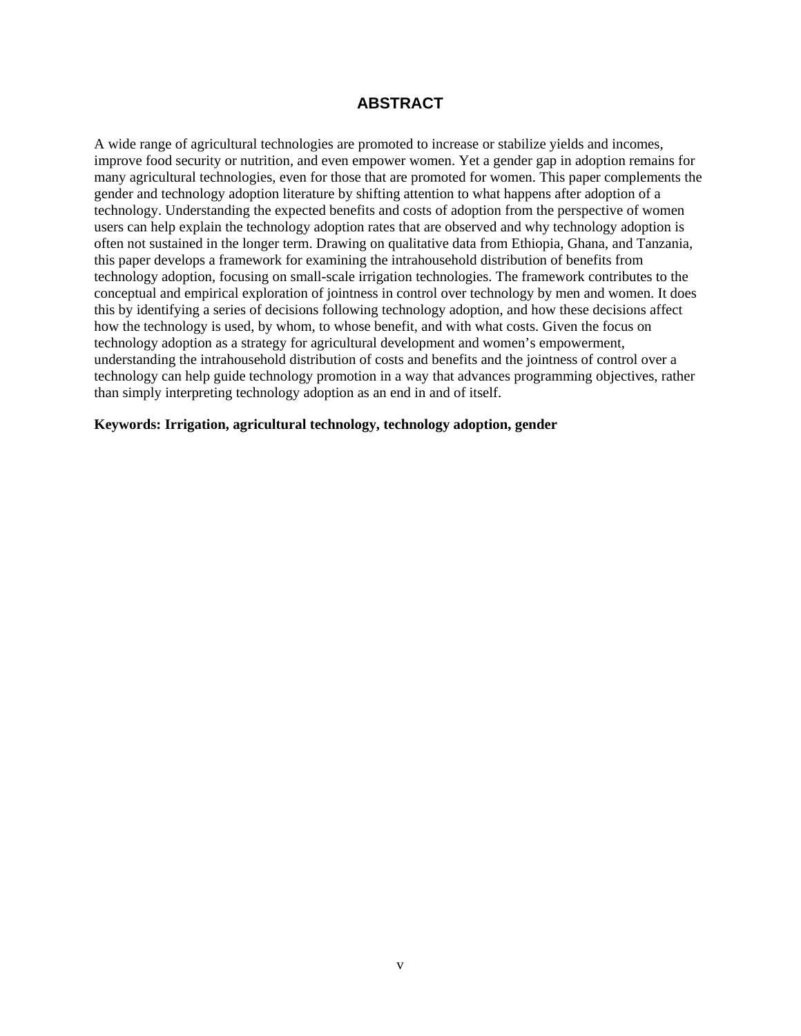# ABSTRACT

A wide range of agricultural technologies are promoted to increase or stabilize yields and incomes, improve food security or nutrition, and even empower women. Yet a gender gap in adoption remains for many agricultural technologies, even for those that are promoted for women. This paper complements the gender and technology adoption literature by shifting attention to what happens after adoption of a technology. Understanding the expected benefits and costs of adoption from the perspective of women users can help explain the technology adoption rates that are observed and why technology adoption is often not sustained in the longer term. Drawing on qualitative data from Ethiopia, Ghana, and Tanzania, this paper develops a framework for examining the intrahousehold distribution of benefits from technology adoption, focusing on small-scale irrigation technologies. The framework contributes to the conceptual and empirical exploration of jointness in control over technology by men and women. It does this by identifying a series of decisions following technology adoption, and how these decisions affect how the technology is used, by whom, to whose benefit, and with what costs. Given the focus on technology adoption as a strategy for agricultural development and women's empowerment, understanding the intrahousehold distribution of costs and benefits and the jointness of control over a technology can help guide technology promotion in a way that advances programming objectives, rather than simply interpreting technology adoption as an end in and of itself.

**Keywords: Irrigation, agricultural technology, technology adoption, gender**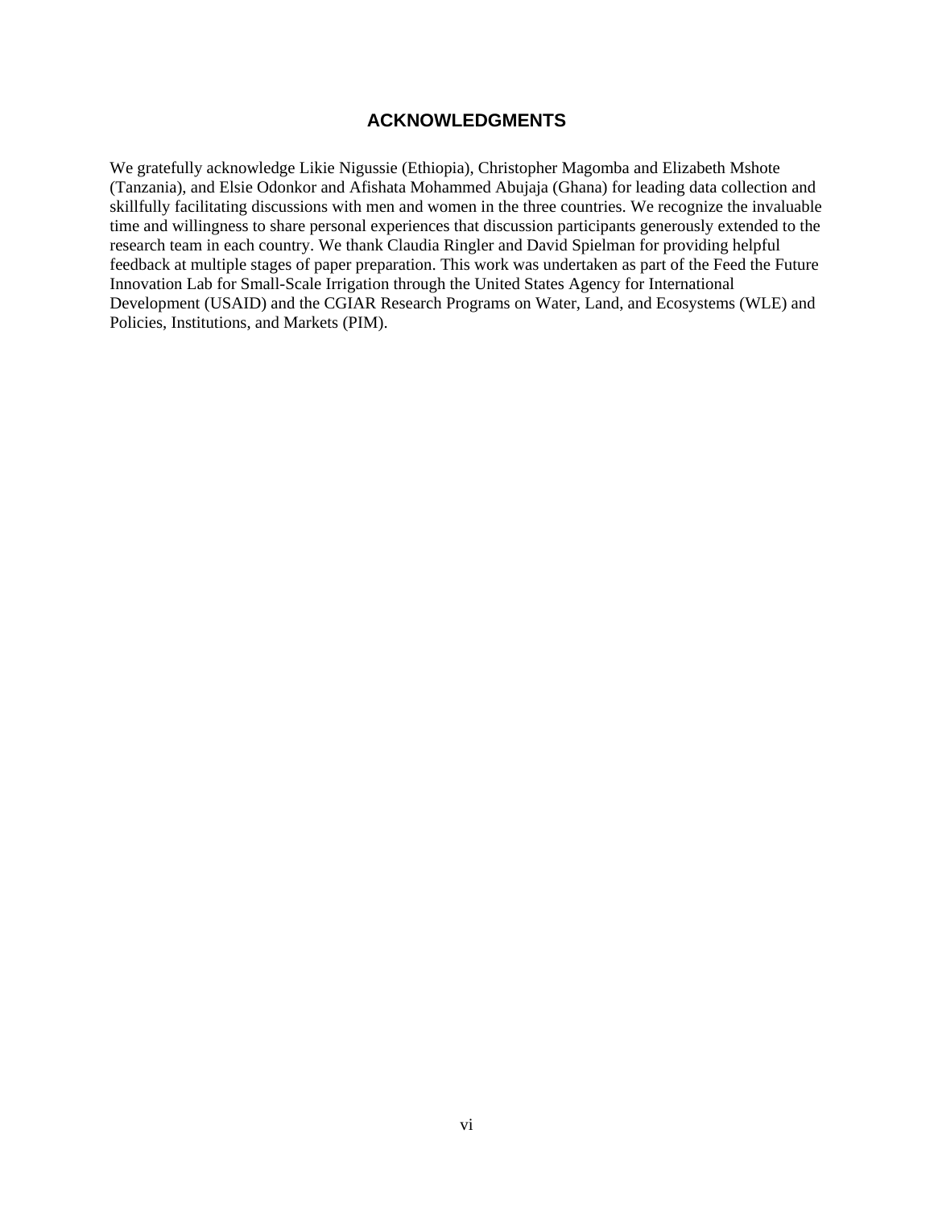## ACKNOWLEDGMENTS

We gratefully acknowledge Likie Nigussie (Ethiopia), Christopher Magomba and Elizabeth Mshote (Tanzania), and Elsie Odonkor and Afishata Mohammed Abujaja (Ghana) for leading data collection and skillfully facilitating discussions with men and women in the three countries. We recognize the invaluable time and willingness to share personal experiences that discussion participants generously extended to the research team in each country. We thank Claudia Ringler and David Spielman for providing helpful feedback at multiple stages of paper preparation. This work was undertaken as part of the Feed the Future Innovation Lab for Small-Scale Irrigation through the United States Agency for International Development (USAID) and the CGIAR Research Programs on Water, Land, and Ecosystems (WLE) and Policies, Institutions, and Markets (PIM).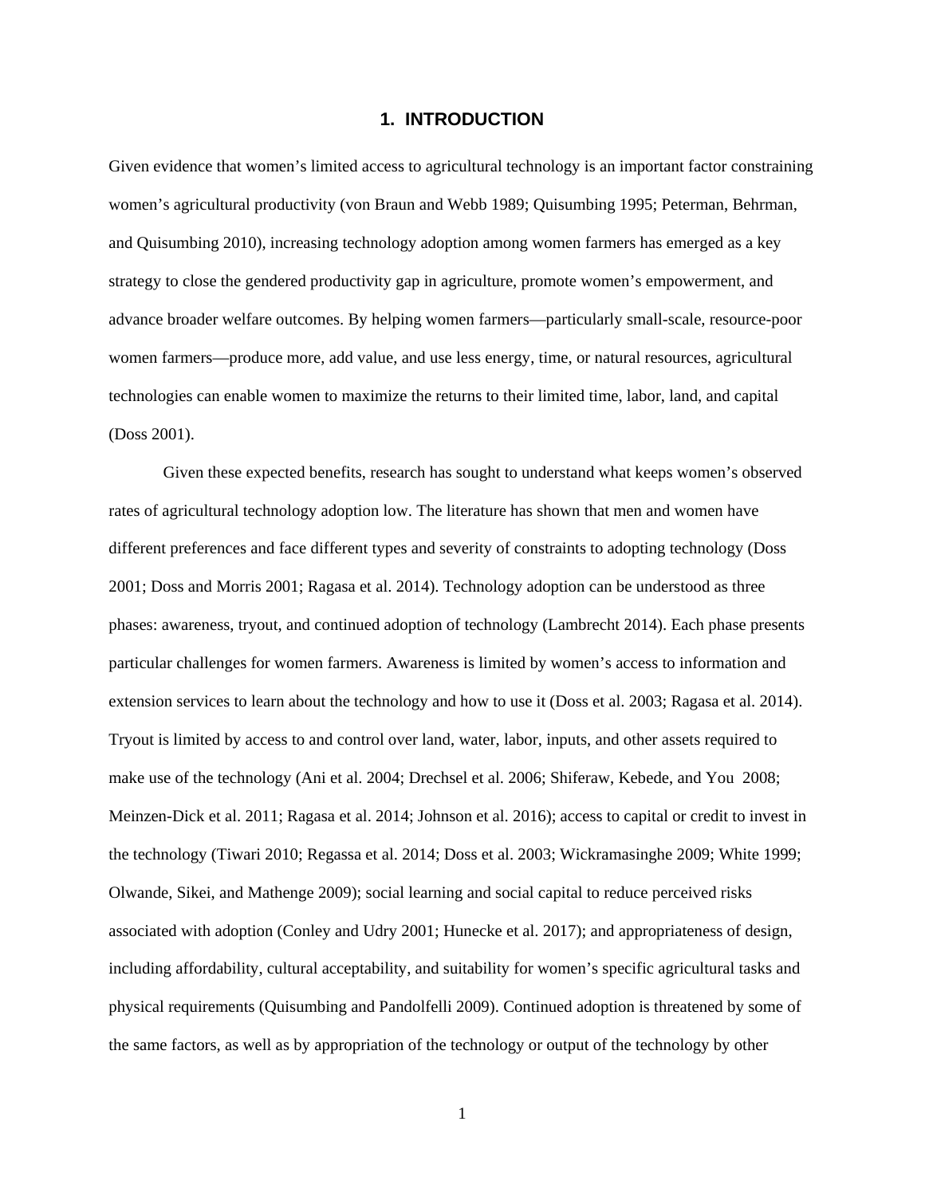# 1. INTRODUCTION

Given evidence that women's limited access to agricultural technology is an important factor constraining women's agricultural productivity (von Braun and Webb 1989; Quisumbing 1995; Peterman, Behrman, and Quisumbing 2010), increasing technology adoption among women farmers has emerged as a key strategy to close the gendered productivity gap in agriculture, promote women's empowerment, and advance broader welfare outcomes. By helping women farmers—particularly small-scale, resource-poor women farmers—produce more, add value, and use less energy, time, or natural resources, agricultural technologies can enable women to maximize the returns to their limited time, labor, land, and capital (Doss 2001).

Given these expected benefits, research has sought to understand what keeps women's observed rates of agricultural technology adoption low. The literature has shown that men and women have different preferences and face different types and severity of constraints to adopting technology (Doss 2001; Doss and Morris 2001; Ragasa et al. 2014). Technology adoption can be understood as three phases: awareness, tryout, and continued adoption of technology (Lambrecht 2014). Each phase presents particular challenges for women farmers. Awareness is limited by women's access to information and extension services to learn about the technology and how to use it (Doss et al. 2003; Ragasa et al. 2014). Tryout is limited by access to and control over land, water, labor, inputs, and other assets required to make use of the technology (Ani et al. 2004; Drechsel et al. 2006; Shiferaw, Kebede, and You 2008; Meinzen-Dick et al. 2011; Ragasa et al. 2014; Johnson et al. 2016); access to capital or credit to invest in the technology (Tiwari 2010; Regassa et al. 2014; Doss et al. 2003; Wickramasinghe 2009; White 1999; Olwande, Sikei, and Mathenge 2009); social learning and social capital to reduce perceived risks associated with adoption (Conley and Udry 2001; Hunecke et al. 2017); and appropriateness of design, including affordability, cultural acceptability, and suitability for women's specific agricultural tasks and physical requirements (Quisumbing and Pandolfelli 2009). Continued adoption is threatened by some of the same factors, as well as by appropriation of the technology or output of the technology by other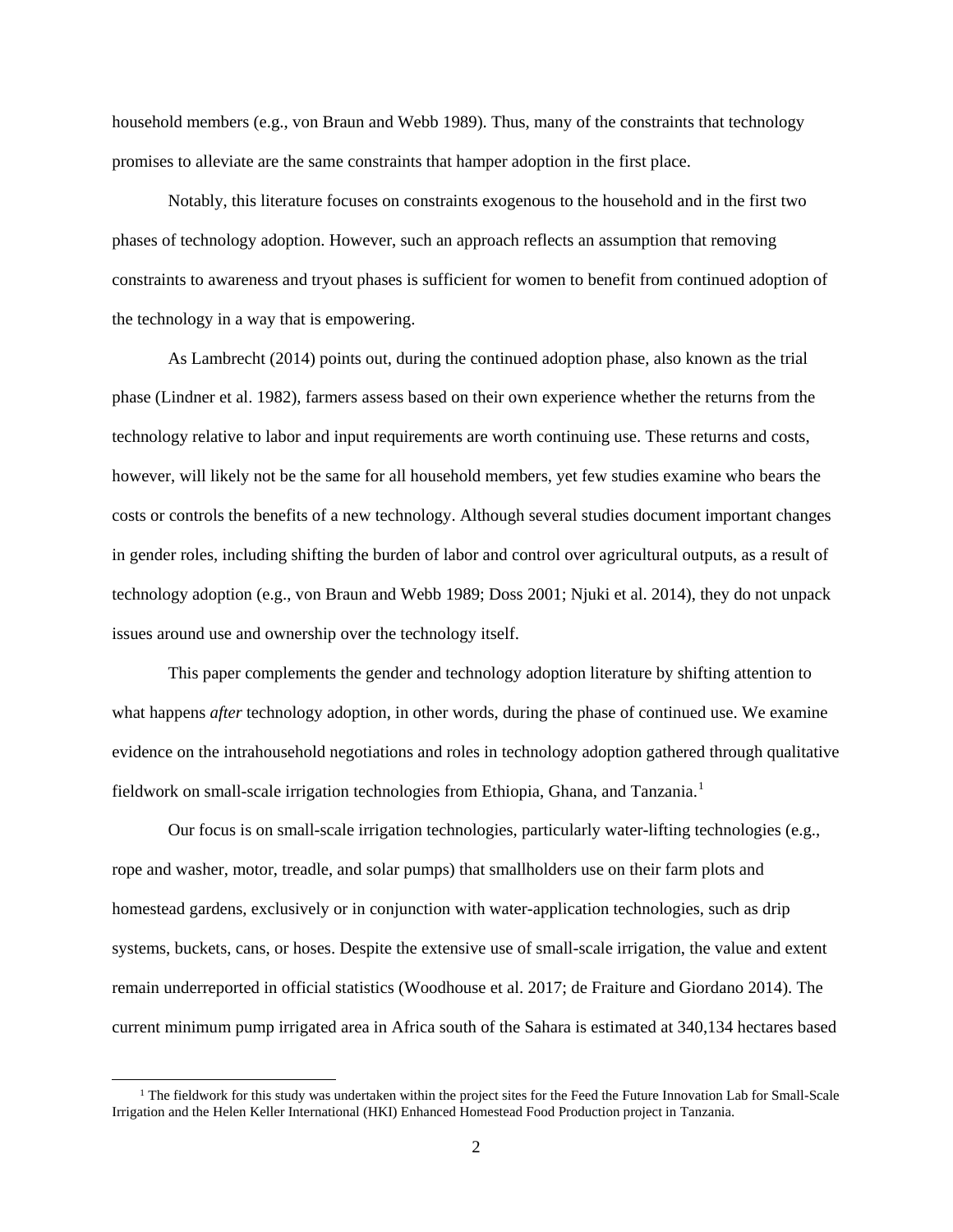household members (e.g., von Braun and Webb 1989). Thus, many of the constraints that technology promises to alleviate are the same constraints that hamper adoption in the first place.

Notably, this literature focuses on constraints exogenous to the household and in the first two phases of technology adoption. However, such an approach reflects an assumption that removing constraints to awareness and tryout phases is sufficient for women to benefit from continued adoption of the technology in a way that is empowering.

As Lambrecht (2014) points out, during the continued adoption phase, also known as the trial phase (Lindner et al. 1982), farmers assess based on their own experience whether the returns from the technology relative to labor and input requirements are worth continuing use. These returns and costs, however, will likely not be the same for all household members, yet few studies examine who bears the costs or controls the benefits of a new technology. Although several studies document important changes in gender roles, including shifting the burden of labor and control over agricultural outputs, as a result of technology adoption (e.g., von Braun and Webb 1989; Doss 2001; Njuki et al. 2014), they do not unpack issues around use and ownership over the technology itself.

This paper complements the gender and technology adoption literature by shifting attention to what happens *after* technology adoption, in other words, during the phase of continued use. We examine evidence on the intrahousehold negotiations and roles in technology adoption gathered through qualitative fieldwork on small-scale irrigation technologies from Ethiopia, Ghana, and Tanzania.[1]

Our focus is on small-scale irrigation technologies, particularly water-lifting technologies (e.g., rope and washer, motor, treadle, and solar pumps) that smallholders use on their farm plots and homestead gardens, exclusively or in conjunction with water-application technologies, such as drip systems, buckets, cans, or hoses. Despite the extensive use of small-scale irrigation, the value and extent remain underreported in official statistics (Woodhouse et al. 2017; de Fraiture and Giordano 2014). The current minimum pump irrigated area in Africa south of the Sahara is estimated at 340,134 hectares based

[1] The fieldwork for this study was undertaken within the project sites for the Feed the Future Innovation Lab for Small-Scale Irrigation and the Helen Keller International (HKI) Enhanced Homestead Food Production project in Tanzania.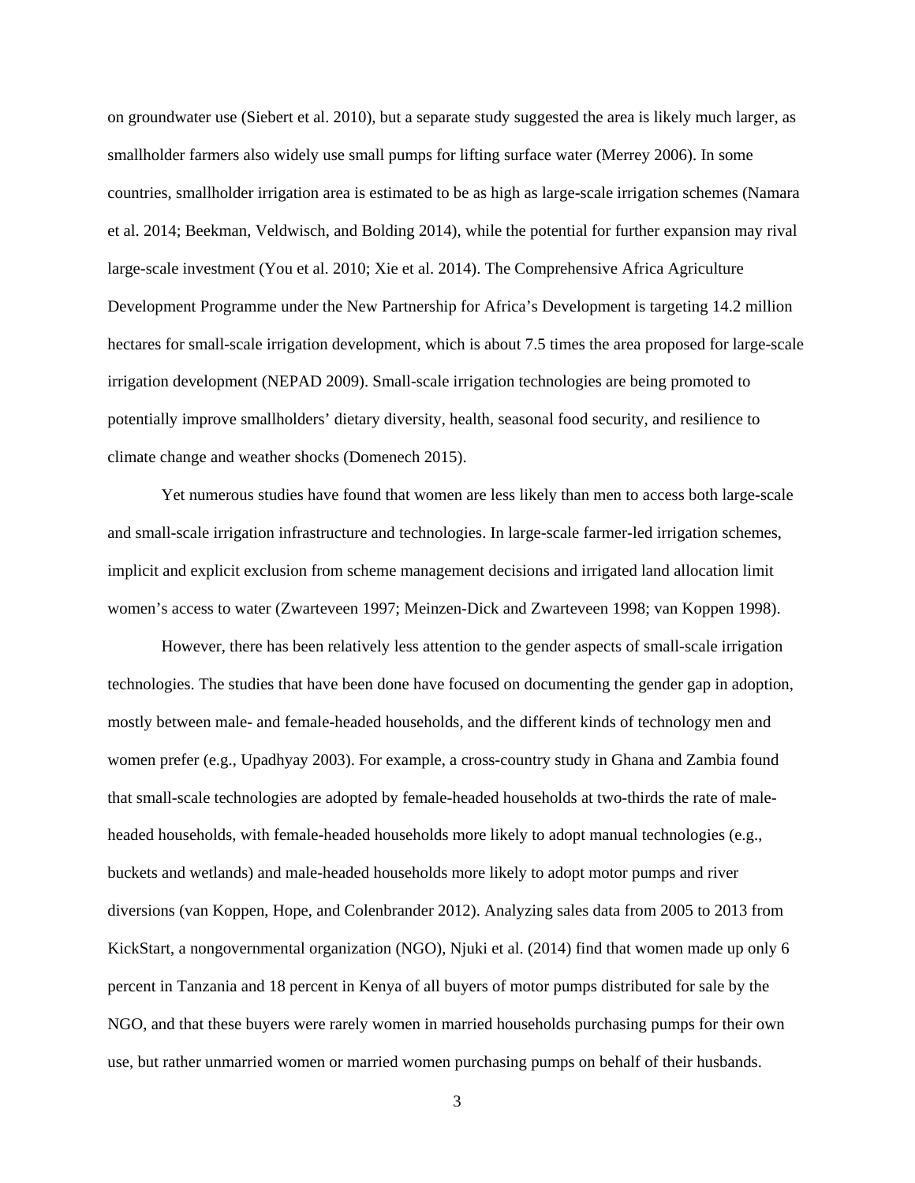on groundwater use (Siebert et al. 2010), but a separate study suggested the area is likely much larger, as smallholder farmers also widely use small pumps for lifting surface water (Merrey 2006). In some countries, smallholder irrigation area is estimated to be as high as large-scale irrigation schemes (Namara et al. 2014; Beekman, Veldwisch, and Bolding 2014), while the potential for further expansion may rival large-scale investment (You et al. 2010; Xie et al. 2014). The Comprehensive Africa Agriculture Development Programme under the New Partnership for Africa's Development is targeting 14.2 million hectares for small-scale irrigation development, which is about 7.5 times the area proposed for large-scale irrigation development (NEPAD 2009). Small-scale irrigation technologies are being promoted to potentially improve smallholders' dietary diversity, health, seasonal food security, and resilience to climate change and weather shocks (Domenech 2015).

Yet numerous studies have found that women are less likely than men to access both large-scale and small-scale irrigation infrastructure and technologies. In large-scale farmer-led irrigation schemes, implicit and explicit exclusion from scheme management decisions and irrigated land allocation limit women's access to water (Zwarteveen 1997; Meinzen-Dick and Zwarteveen 1998; van Koppen 1998).

However, there has been relatively less attention to the gender aspects of small-scale irrigation technologies. The studies that have been done have focused on documenting the gender gap in adoption, mostly between male- and female-headed households, and the different kinds of technology men and women prefer (e.g., Upadhyay 2003). For example, a cross-country study in Ghana and Zambia found that small-scale technologies are adopted by female-headed households at two-thirds the rate of male-headed households, with female-headed households more likely to adopt manual technologies (e.g., buckets and wetlands) and male-headed households more likely to adopt motor pumps and river diversions (van Koppen, Hope, and Colenbrander 2012). Analyzing sales data from 2005 to 2013 from KickStart, a nongovernmental organization (NGO), Njuki et al. (2014) find that women made up only 6 percent in Tanzania and 18 percent in Kenya of all buyers of motor pumps distributed for sale by the NGO, and that these buyers were rarely women in married households purchasing pumps for their own use, but rather unmarried women or married women purchasing pumps on behalf of their husbands.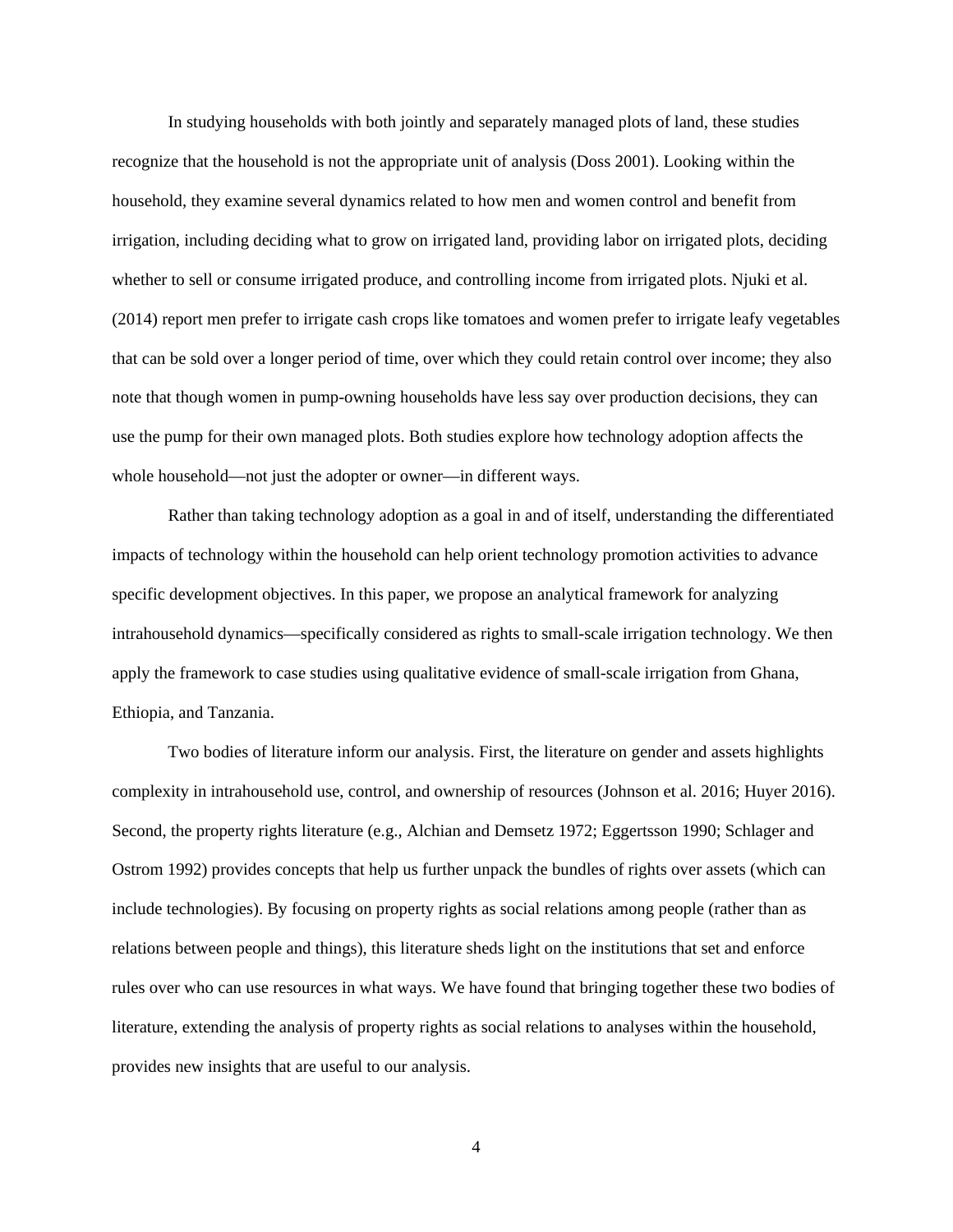In studying households with both jointly and separately managed plots of land, these studies recognize that the household is not the appropriate unit of analysis (Doss 2001). Looking within the household, they examine several dynamics related to how men and women control and benefit from irrigation, including deciding what to grow on irrigated land, providing labor on irrigated plots, deciding whether to sell or consume irrigated produce, and controlling income from irrigated plots. Njuki et al. (2014) report men prefer to irrigate cash crops like tomatoes and women prefer to irrigate leafy vegetables that can be sold over a longer period of time, over which they could retain control over income; they also note that though women in pump-owning households have less say over production decisions, they can use the pump for their own managed plots. Both studies explore how technology adoption affects the whole household—not just the adopter or owner—in different ways.

Rather than taking technology adoption as a goal in and of itself, understanding the differentiated impacts of technology within the household can help orient technology promotion activities to advance specific development objectives. In this paper, we propose an analytical framework for analyzing intrahousehold dynamics—specifically considered as rights to small-scale irrigation technology. We then apply the framework to case studies using qualitative evidence of small-scale irrigation from Ghana, Ethiopia, and Tanzania.

Two bodies of literature inform our analysis. First, the literature on gender and assets highlights complexity in intrahousehold use, control, and ownership of resources (Johnson et al. 2016; Huyer 2016). Second, the property rights literature (e.g., Alchian and Demsetz 1972; Eggertsson 1990; Schlager and Ostrom 1992) provides concepts that help us further unpack the bundles of rights over assets (which can include technologies). By focusing on property rights as social relations among people (rather than as relations between people and things), this literature sheds light on the institutions that set and enforce rules over who can use resources in what ways. We have found that bringing together these two bodies of literature, extending the analysis of property rights as social relations to analyses within the household, provides new insights that are useful to our analysis.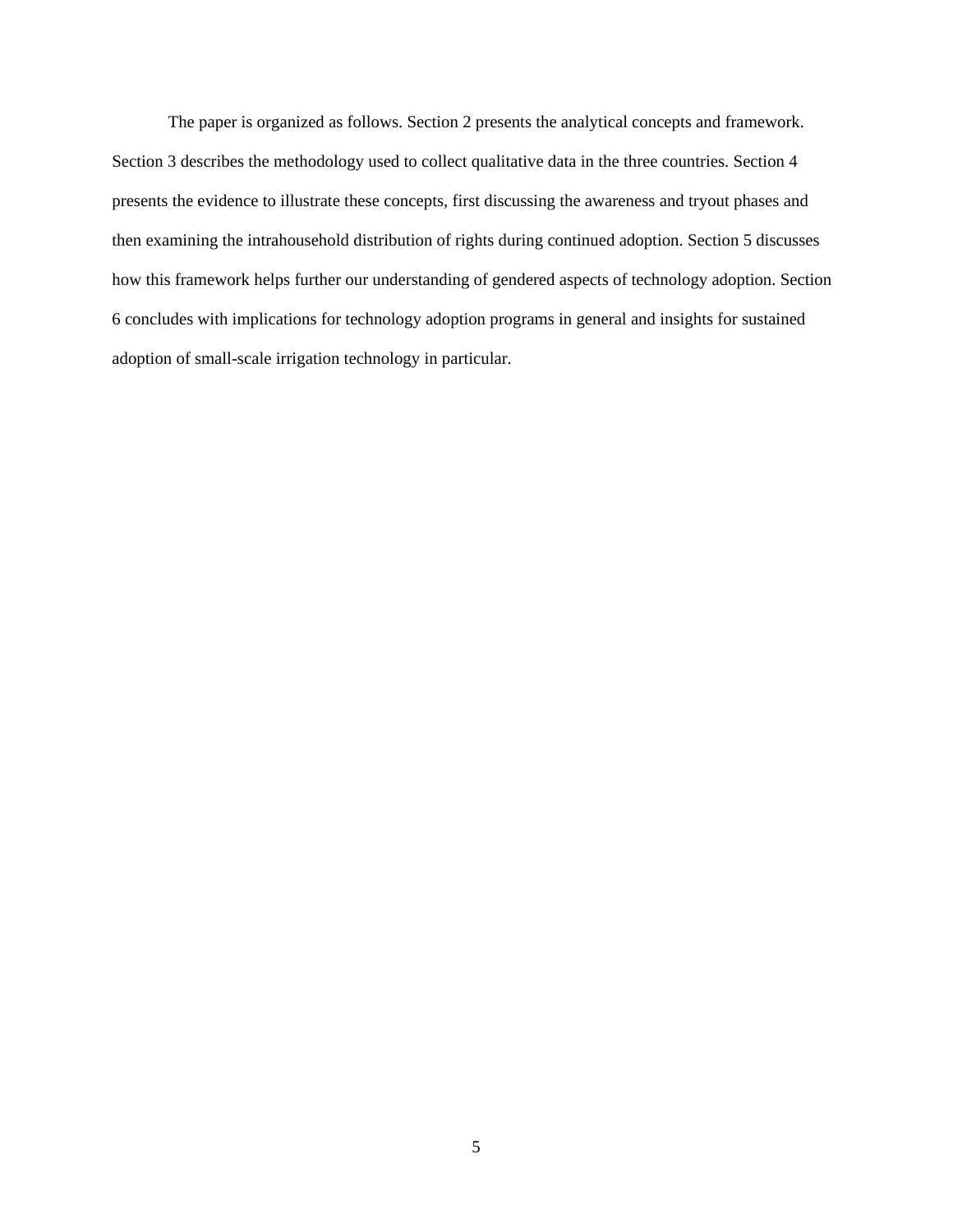The paper is organized as follows. Section 2 presents the analytical concepts and framework. Section 3 describes the methodology used to collect qualitative data in the three countries. Section 4 presents the evidence to illustrate these concepts, first discussing the awareness and tryout phases and then examining the intrahousehold distribution of rights during continued adoption. Section 5 discusses how this framework helps further our understanding of gendered aspects of technology adoption. Section 6 concludes with implications for technology adoption programs in general and insights for sustained adoption of small-scale irrigation technology in particular.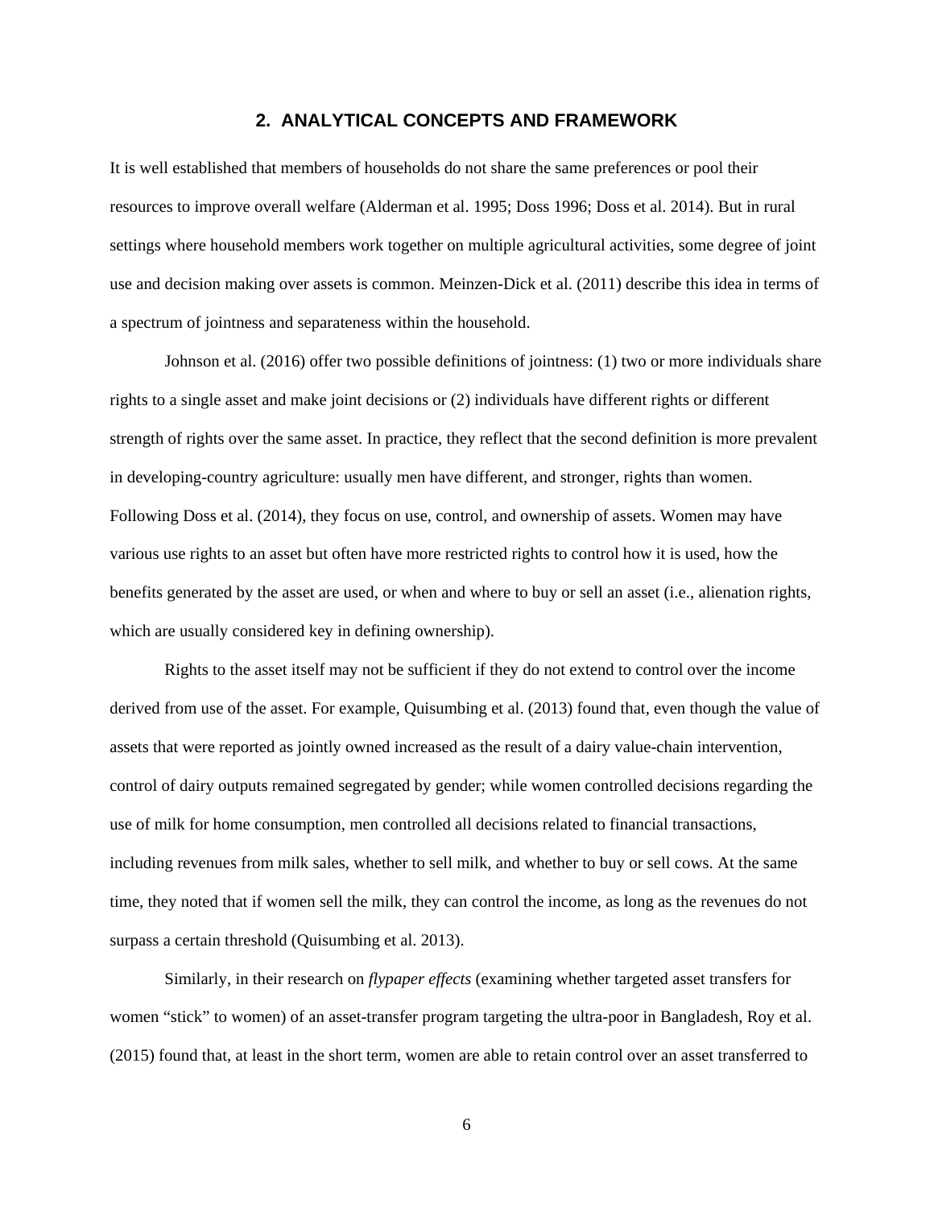## 2. ANALYTICAL CONCEPTS AND FRAMEWORK

It is well established that members of households do not share the same preferences or pool their resources to improve overall welfare (Alderman et al. 1995; Doss 1996; Doss et al. 2014). But in rural settings where household members work together on multiple agricultural activities, some degree of joint use and decision making over assets is common. Meinzen-Dick et al. (2011) describe this idea in terms of a spectrum of jointness and separateness within the household.

Johnson et al. (2016) offer two possible definitions of jointness: (1) two or more individuals share rights to a single asset and make joint decisions or (2) individuals have different rights or different strength of rights over the same asset. In practice, they reflect that the second definition is more prevalent in developing-country agriculture: usually men have different, and stronger, rights than women. Following Doss et al. (2014), they focus on use, control, and ownership of assets. Women may have various use rights to an asset but often have more restricted rights to control how it is used, how the benefits generated by the asset are used, or when and where to buy or sell an asset (i.e., alienation rights, which are usually considered key in defining ownership).

Rights to the asset itself may not be sufficient if they do not extend to control over the income derived from use of the asset. For example, Quisumbing et al. (2013) found that, even though the value of assets that were reported as jointly owned increased as the result of a dairy value-chain intervention, control of dairy outputs remained segregated by gender; while women controlled decisions regarding the use of milk for home consumption, men controlled all decisions related to financial transactions, including revenues from milk sales, whether to sell milk, and whether to buy or sell cows. At the same time, they noted that if women sell the milk, they can control the income, as long as the revenues do not surpass a certain threshold (Quisumbing et al. 2013).

Similarly, in their research on *flypaper effects* (examining whether targeted asset transfers for women “stick” to women) of an asset-transfer program targeting the ultra-poor in Bangladesh, Roy et al. (2015) found that, at least in the short term, women are able to retain control over an asset transferred to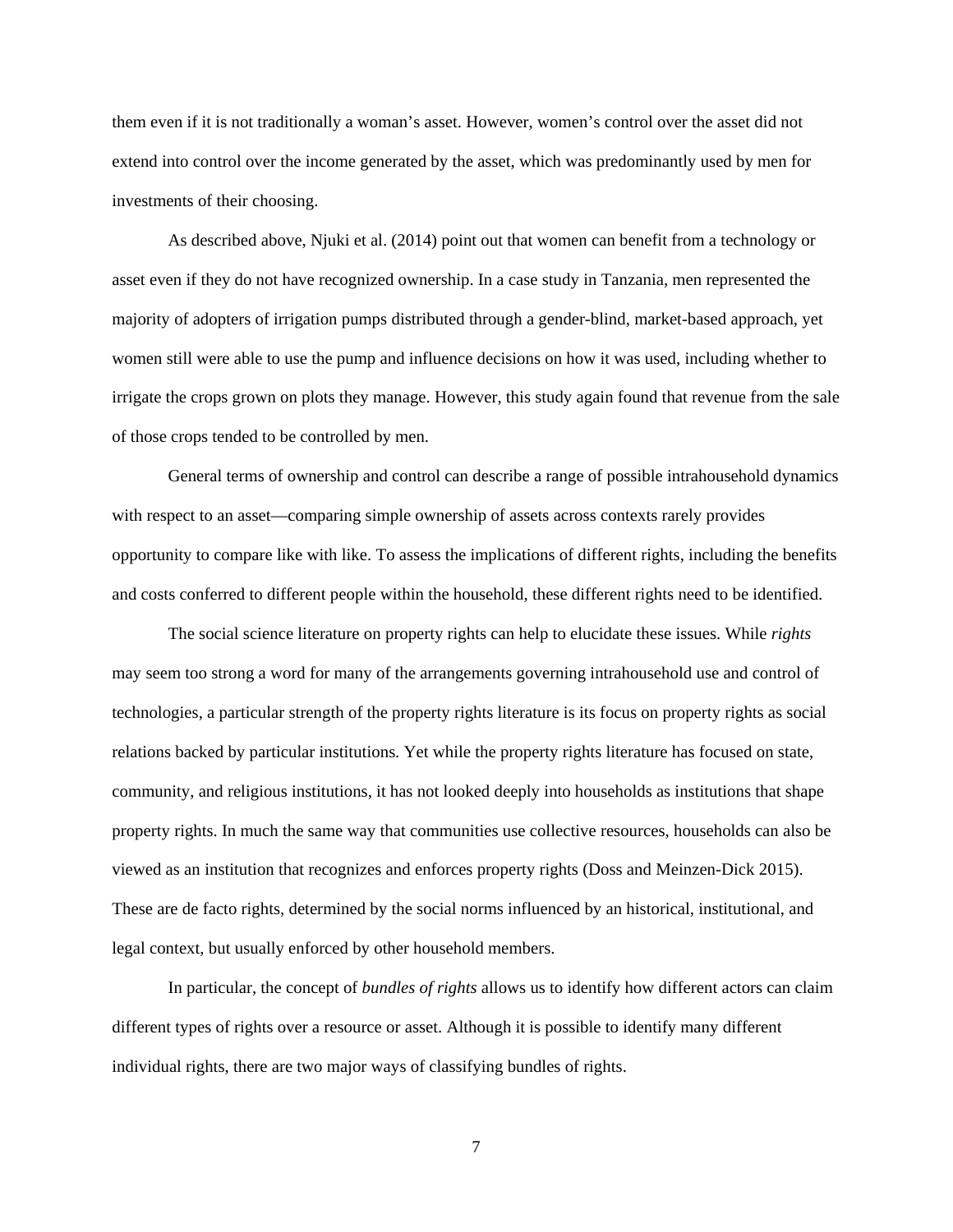them even if it is not traditionally a woman's asset. However, women's control over the asset did not extend into control over the income generated by the asset, which was predominantly used by men for investments of their choosing.

As described above, Njuki et al. (2014) point out that women can benefit from a technology or asset even if they do not have recognized ownership. In a case study in Tanzania, men represented the majority of adopters of irrigation pumps distributed through a gender-blind, market-based approach, yet women still were able to use the pump and influence decisions on how it was used, including whether to irrigate the crops grown on plots they manage. However, this study again found that revenue from the sale of those crops tended to be controlled by men.

General terms of ownership and control can describe a range of possible intrahousehold dynamics with respect to an asset—comparing simple ownership of assets across contexts rarely provides opportunity to compare like with like. To assess the implications of different rights, including the benefits and costs conferred to different people within the household, these different rights need to be identified.

The social science literature on property rights can help to elucidate these issues. While *rights* may seem too strong a word for many of the arrangements governing intrahousehold use and control of technologies, a particular strength of the property rights literature is its focus on property rights as social relations backed by particular institutions. Yet while the property rights literature has focused on state, community, and religious institutions, it has not looked deeply into households as institutions that shape property rights. In much the same way that communities use collective resources, households can also be viewed as an institution that recognizes and enforces property rights (Doss and Meinzen-Dick 2015). These are de facto rights, determined by the social norms influenced by an historical, institutional, and legal context, but usually enforced by other household members.

In particular, the concept of *bundles of rights* allows us to identify how different actors can claim different types of rights over a resource or asset. Although it is possible to identify many different individual rights, there are two major ways of classifying bundles of rights.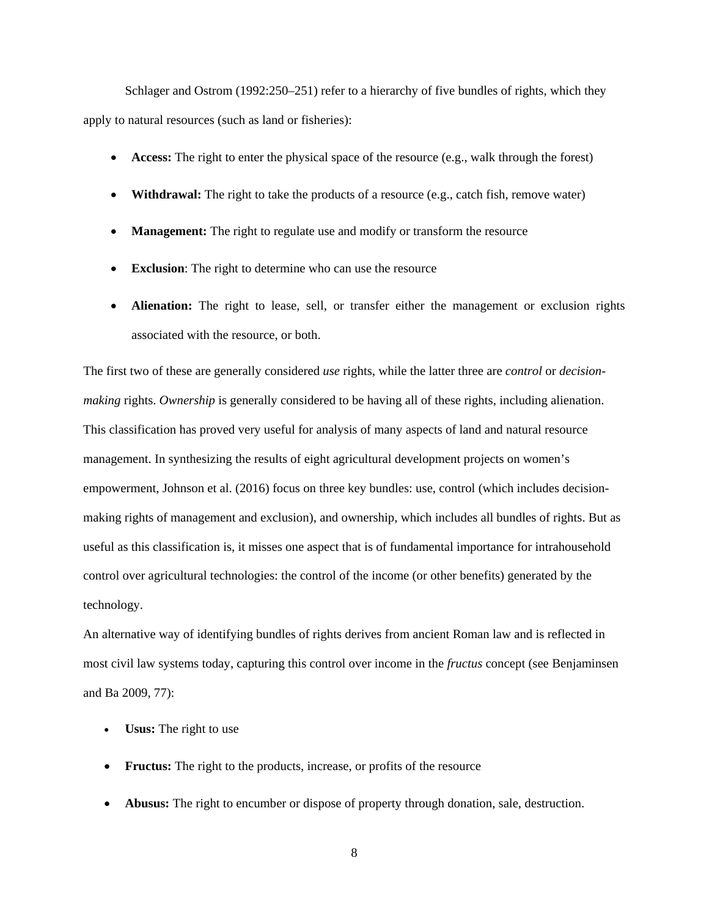Schlager and Ostrom (1992:250–251) refer to a hierarchy of five bundles of rights, which they apply to natural resources (such as land or fisheries):

- **Access:** The right to enter the physical space of the resource (e.g., walk through the forest)
- **Withdrawal:** The right to take the products of a resource (e.g., catch fish, remove water)
- **Management:** The right to regulate use and modify or transform the resource
- **Exclusion**: The right to determine who can use the resource
- **Alienation:** The right to lease, sell, or transfer either the management or exclusion rights associated with the resource, or both.

The first two of these are generally considered *use* rights, while the latter three are *control* or *decision-making* rights. *Ownership* is generally considered to be having all of these rights, including alienation. This classification has proved very useful for analysis of many aspects of land and natural resource management. In synthesizing the results of eight agricultural development projects on women's empowerment, Johnson et al. (2016) focus on three key bundles: use, control (which includes decision-making rights of management and exclusion), and ownership, which includes all bundles of rights. But as useful as this classification is, it misses one aspect that is of fundamental importance for intrahousehold control over agricultural technologies: the control of the income (or other benefits) generated by the technology.

An alternative way of identifying bundles of rights derives from ancient Roman law and is reflected in most civil law systems today, capturing this control over income in the *fructus* concept (see Benjaminsen and Ba 2009, 77):

- **Usus:** The right to use
- **Fructus:** The right to the products, increase, or profits of the resource
- **Abusus:** The right to encumber or dispose of property through donation, sale, destruction.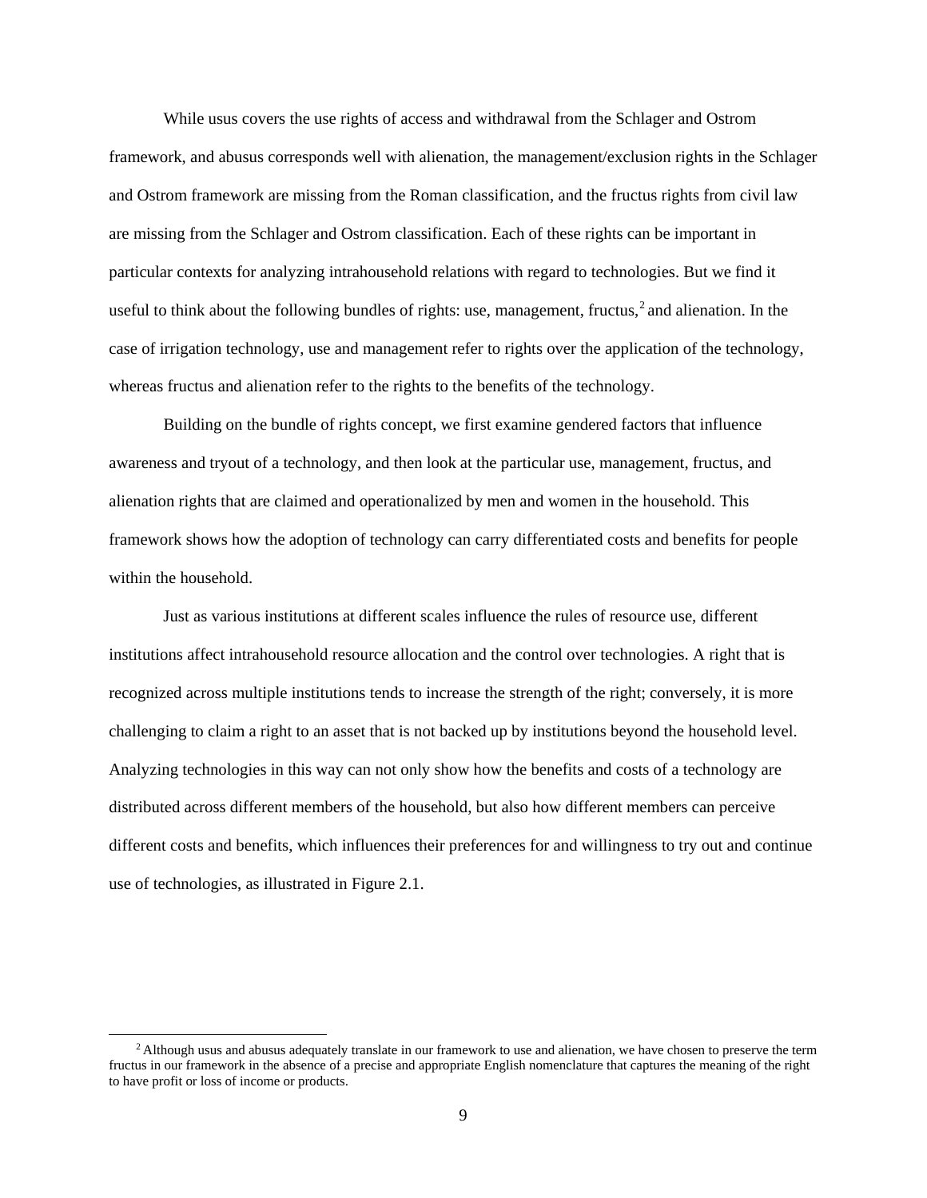While usus covers the use rights of access and withdrawal from the Schlager and Ostrom framework, and abusus corresponds well with alienation, the management/exclusion rights in the Schlager and Ostrom framework are missing from the Roman classification, and the fructus rights from civil law are missing from the Schlager and Ostrom classification. Each of these rights can be important in particular contexts for analyzing intrahousehold relations with regard to technologies. But we find it useful to think about the following bundles of rights: use, management, fructus,[2] and alienation. In the case of irrigation technology, use and management refer to rights over the application of the technology, whereas fructus and alienation refer to the rights to the benefits of the technology.

Building on the bundle of rights concept, we first examine gendered factors that influence awareness and tryout of a technology, and then look at the particular use, management, fructus, and alienation rights that are claimed and operationalized by men and women in the household. This framework shows how the adoption of technology can carry differentiated costs and benefits for people within the household.

Just as various institutions at different scales influence the rules of resource use, different institutions affect intrahousehold resource allocation and the control over technologies. A right that is recognized across multiple institutions tends to increase the strength of the right; conversely, it is more challenging to claim a right to an asset that is not backed up by institutions beyond the household level. Analyzing technologies in this way can not only show how the benefits and costs of a technology are distributed across different members of the household, but also how different members can perceive different costs and benefits, which influences their preferences for and willingness to try out and continue use of technologies, as illustrated in Figure 2.1.

[2] Although usus and abusus adequately translate in our framework to use and alienation, we have chosen to preserve the term fructus in our framework in the absence of a precise and appropriate English nomenclature that captures the meaning of the right to have profit or loss of income or products.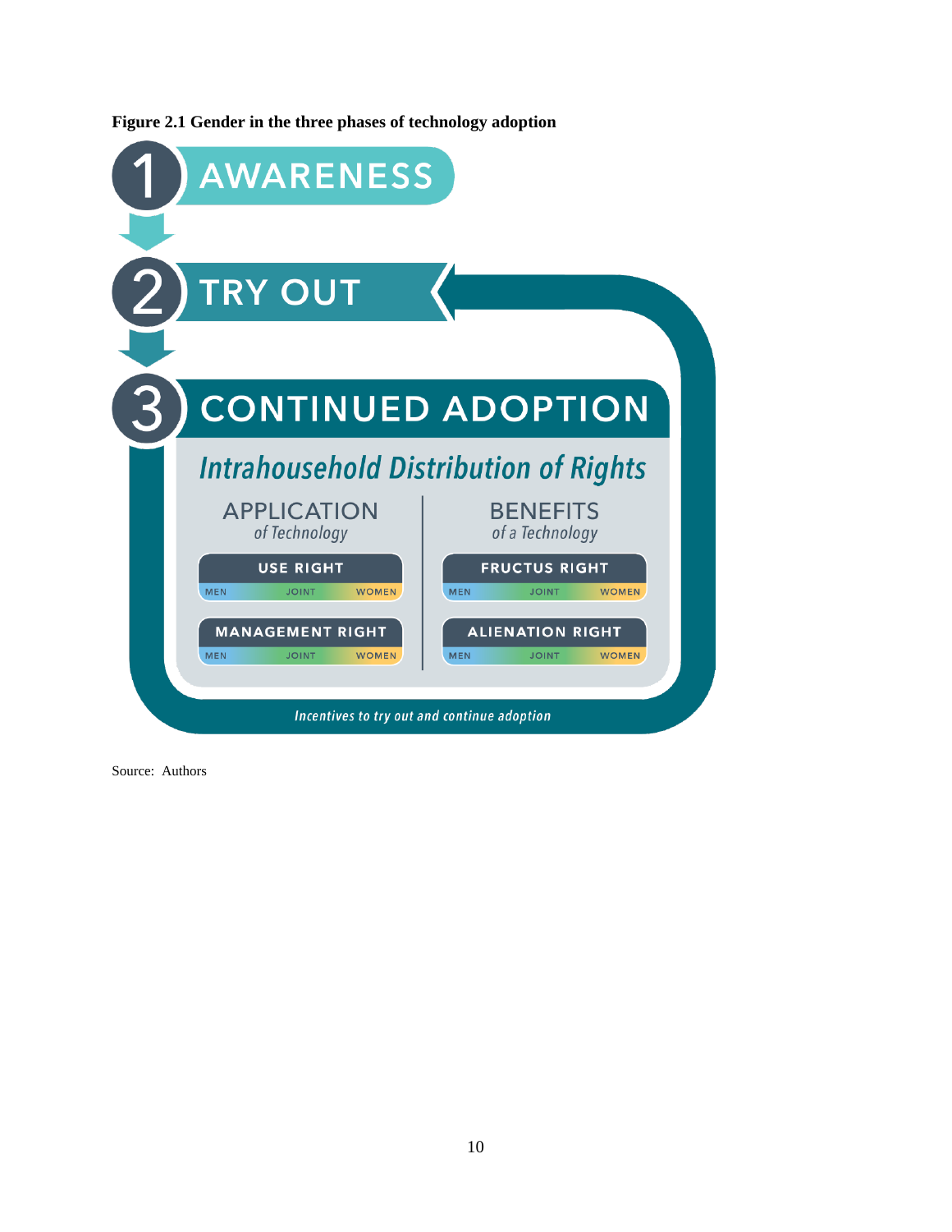**Figure 2.1 Gender in the three phases of technology adoption**

1 AWARENESS

2 TRY OUT

3 CONTINUED ADOPTION

*Intrahousehold Distribution of Rights*

| APPLICATION *of Technology* | BENEFITS *of a Technology* |
|---|---|
| USE RIGHT (MEN – JOINT – WOMEN) | FRUCTUS RIGHT (MEN – JOINT – WOMEN) |
| MANAGEMENT RIGHT (MEN – JOINT – WOMEN) | ALIENATION RIGHT (MEN – JOINT – WOMEN) |

*Incentives to try out and continue adoption*

Source: Authors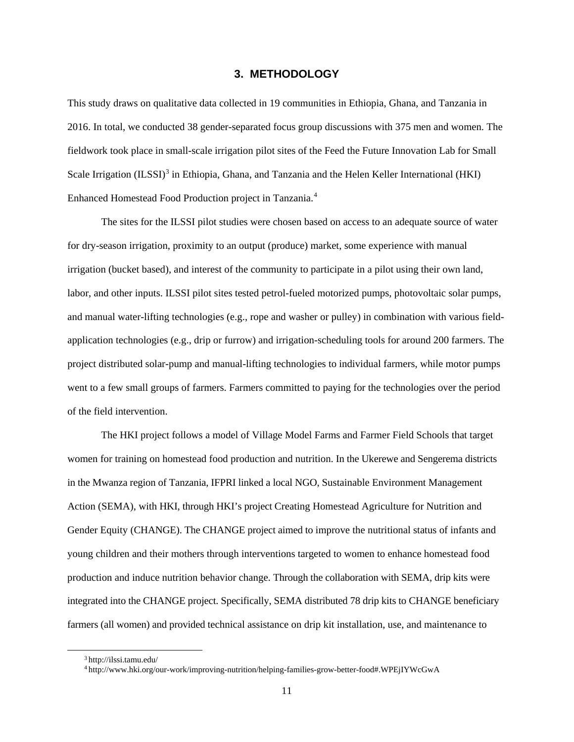# 3. METHODOLOGY

This study draws on qualitative data collected in 19 communities in Ethiopia, Ghana, and Tanzania in 2016. In total, we conducted 38 gender-separated focus group discussions with 375 men and women. The fieldwork took place in small-scale irrigation pilot sites of the Feed the Future Innovation Lab for Small Scale Irrigation (ILSSI)[3] in Ethiopia, Ghana, and Tanzania and the Helen Keller International (HKI) Enhanced Homestead Food Production project in Tanzania.[4]

The sites for the ILSSI pilot studies were chosen based on access to an adequate source of water for dry-season irrigation, proximity to an output (produce) market, some experience with manual irrigation (bucket based), and interest of the community to participate in a pilot using their own land, labor, and other inputs. ILSSI pilot sites tested petrol-fueled motorized pumps, photovoltaic solar pumps, and manual water-lifting technologies (e.g., rope and washer or pulley) in combination with various field-application technologies (e.g., drip or furrow) and irrigation-scheduling tools for around 200 farmers. The project distributed solar-pump and manual-lifting technologies to individual farmers, while motor pumps went to a few small groups of farmers. Farmers committed to paying for the technologies over the period of the field intervention.

The HKI project follows a model of Village Model Farms and Farmer Field Schools that target women for training on homestead food production and nutrition. In the Ukerewe and Sengerema districts in the Mwanza region of Tanzania, IFPRI linked a local NGO, Sustainable Environment Management Action (SEMA), with HKI, through HKI's project Creating Homestead Agriculture for Nutrition and Gender Equity (CHANGE). The CHANGE project aimed to improve the nutritional status of infants and young children and their mothers through interventions targeted to women to enhance homestead food production and induce nutrition behavior change. Through the collaboration with SEMA, drip kits were integrated into the CHANGE project. Specifically, SEMA distributed 78 drip kits to CHANGE beneficiary farmers (all women) and provided technical assistance on drip kit installation, use, and maintenance to

---

[3] http://ilssi.tamu.edu/

[4] http://www.hki.org/our-work/improving-nutrition/helping-families-grow-better-food#.WPEjIYWcGwA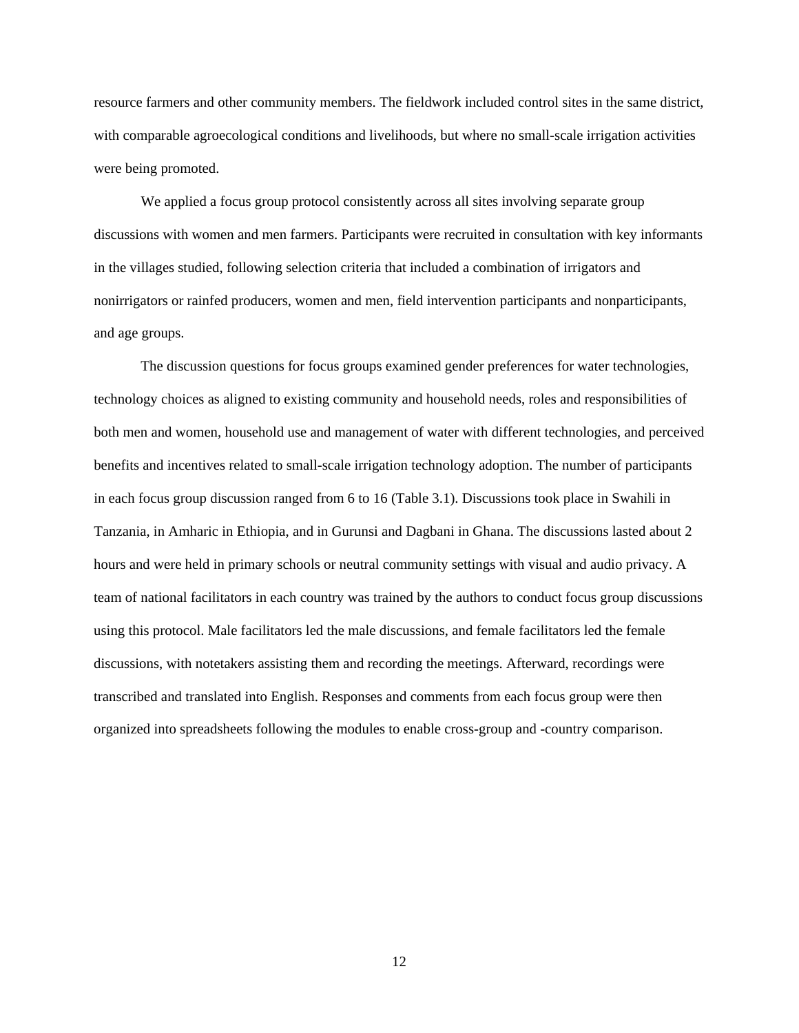resource farmers and other community members. The fieldwork included control sites in the same district, with comparable agroecological conditions and livelihoods, but where no small-scale irrigation activities were being promoted.

We applied a focus group protocol consistently across all sites involving separate group discussions with women and men farmers. Participants were recruited in consultation with key informants in the villages studied, following selection criteria that included a combination of irrigators and nonirrigators or rainfed producers, women and men, field intervention participants and nonparticipants, and age groups.

The discussion questions for focus groups examined gender preferences for water technologies, technology choices as aligned to existing community and household needs, roles and responsibilities of both men and women, household use and management of water with different technologies, and perceived benefits and incentives related to small-scale irrigation technology adoption. The number of participants in each focus group discussion ranged from 6 to 16 (Table 3.1). Discussions took place in Swahili in Tanzania, in Amharic in Ethiopia, and in Gurunsi and Dagbani in Ghana. The discussions lasted about 2 hours and were held in primary schools or neutral community settings with visual and audio privacy. A team of national facilitators in each country was trained by the authors to conduct focus group discussions using this protocol. Male facilitators led the male discussions, and female facilitators led the female discussions, with notetakers assisting them and recording the meetings. Afterward, recordings were transcribed and translated into English. Responses and comments from each focus group were then organized into spreadsheets following the modules to enable cross-group and -country comparison.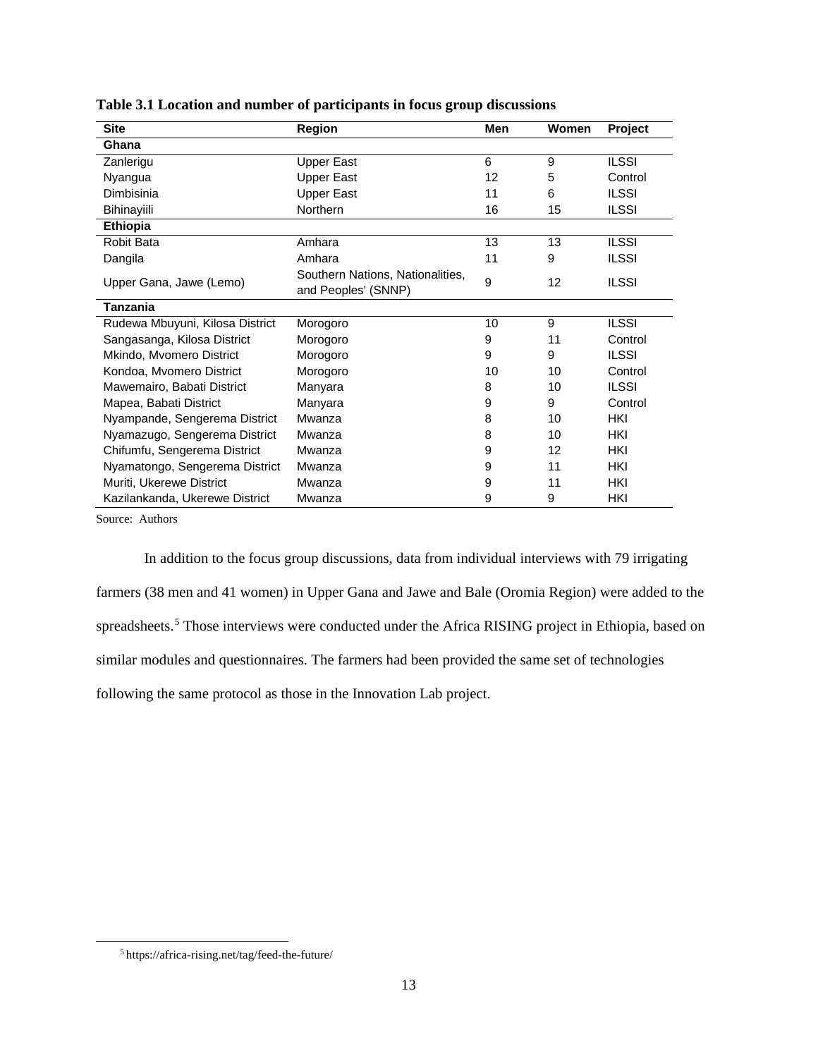**Table 3.1 Location and number of participants in focus group discussions**

| Site | Region | Men | Women | Project |
|---|---|---|---|---|
| **Ghana** | | | | |
| Zanlerigu | Upper East | 6 | 9 | ILSSI |
| Nyangua | Upper East | 12 | 5 | Control |
| Dimbisinia | Upper East | 11 | 6 | ILSSI |
| Bihinayiili | Northern | 16 | 15 | ILSSI |
| **Ethiopia** | | | | |
| Robit Bata | Amhara | 13 | 13 | ILSSI |
| Dangila | Amhara | 11 | 9 | ILSSI |
| Upper Gana, Jawe (Lemo) | Southern Nations, Nationalities, and Peoples' (SNNP) | 9 | 12 | ILSSI |
| **Tanzania** | | | | |
| Rudewa Mbuyuni, Kilosa District | Morogoro | 10 | 9 | ILSSI |
| Sangasanga, Kilosa District | Morogoro | 9 | 11 | Control |
| Mkindo, Mvomero District | Morogoro | 9 | 9 | ILSSI |
| Kondoa, Mvomero District | Morogoro | 10 | 10 | Control |
| Mawemairo, Babati District | Manyara | 8 | 10 | ILSSI |
| Mapea, Babati District | Manyara | 9 | 9 | Control |
| Nyampande, Sengerema District | Mwanza | 8 | 10 | HKI |
| Nyamazugo, Sengerema District | Mwanza | 8 | 10 | HKI |
| Chifumfu, Sengerema District | Mwanza | 9 | 12 | HKI |
| Nyamatongo, Sengerema District | Mwanza | 9 | 11 | HKI |
| Muriti, Ukerewe District | Mwanza | 9 | 11 | HKI |
| Kazilankanda, Ukerewe District | Mwanza | 9 | 9 | HKI |

Source: Authors

In addition to the focus group discussions, data from individual interviews with 79 irrigating farmers (38 men and 41 women) in Upper Gana and Jawe and Bale (Oromia Region) were added to the spreadsheets.[5] Those interviews were conducted under the Africa RISING project in Ethiopia, based on similar modules and questionnaires. The farmers had been provided the same set of technologies following the same protocol as those in the Innovation Lab project.

[5] https://africa-rising.net/tag/feed-the-future/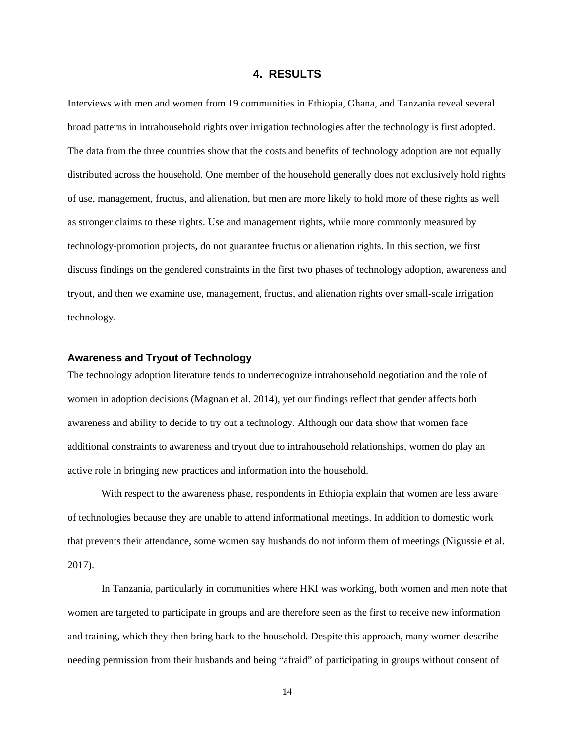# 4. RESULTS

Interviews with men and women from 19 communities in Ethiopia, Ghana, and Tanzania reveal several broad patterns in intrahousehold rights over irrigation technologies after the technology is first adopted. The data from the three countries show that the costs and benefits of technology adoption are not equally distributed across the household. One member of the household generally does not exclusively hold rights of use, management, fructus, and alienation, but men are more likely to hold more of these rights as well as stronger claims to these rights. Use and management rights, while more commonly measured by technology-promotion projects, do not guarantee fructus or alienation rights. In this section, we first discuss findings on the gendered constraints in the first two phases of technology adoption, awareness and tryout, and then we examine use, management, fructus, and alienation rights over small-scale irrigation technology.

## Awareness and Tryout of Technology

The technology adoption literature tends to underrecognize intrahousehold negotiation and the role of women in adoption decisions (Magnan et al. 2014), yet our findings reflect that gender affects both awareness and ability to decide to try out a technology. Although our data show that women face additional constraints to awareness and tryout due to intrahousehold relationships, women do play an active role in bringing new practices and information into the household.

With respect to the awareness phase, respondents in Ethiopia explain that women are less aware of technologies because they are unable to attend informational meetings. In addition to domestic work that prevents their attendance, some women say husbands do not inform them of meetings (Nigussie et al. 2017).

In Tanzania, particularly in communities where HKI was working, both women and men note that women are targeted to participate in groups and are therefore seen as the first to receive new information and training, which they then bring back to the household. Despite this approach, many women describe needing permission from their husbands and being "afraid" of participating in groups without consent of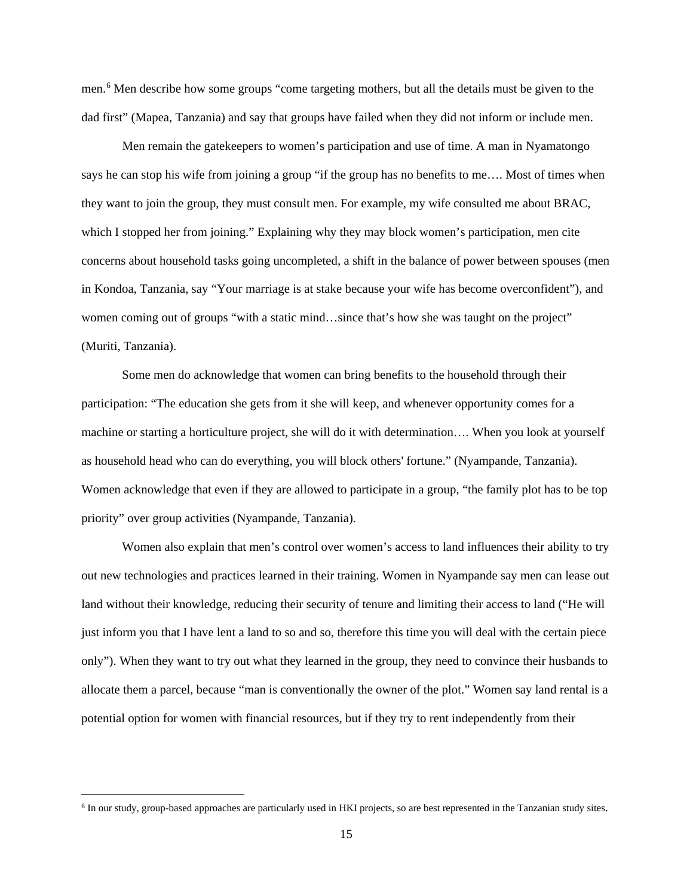men.[6] Men describe how some groups "come targeting mothers, but all the details must be given to the dad first" (Mapea, Tanzania) and say that groups have failed when they did not inform or include men.

Men remain the gatekeepers to women's participation and use of time. A man in Nyamatongo says he can stop his wife from joining a group "if the group has no benefits to me…. Most of times when they want to join the group, they must consult men. For example, my wife consulted me about BRAC, which I stopped her from joining." Explaining why they may block women's participation, men cite concerns about household tasks going uncompleted, a shift in the balance of power between spouses (men in Kondoa, Tanzania, say "Your marriage is at stake because your wife has become overconfident"), and women coming out of groups "with a static mind…since that's how she was taught on the project" (Muriti, Tanzania).

Some men do acknowledge that women can bring benefits to the household through their participation: "The education she gets from it she will keep, and whenever opportunity comes for a machine or starting a horticulture project, she will do it with determination…. When you look at yourself as household head who can do everything, you will block others' fortune." (Nyampande, Tanzania). Women acknowledge that even if they are allowed to participate in a group, "the family plot has to be top priority" over group activities (Nyampande, Tanzania).

Women also explain that men's control over women's access to land influences their ability to try out new technologies and practices learned in their training. Women in Nyampande say men can lease out land without their knowledge, reducing their security of tenure and limiting their access to land ("He will just inform you that I have lent a land to so and so, therefore this time you will deal with the certain piece only"). When they want to try out what they learned in the group, they need to convince their husbands to allocate them a parcel, because "man is conventionally the owner of the plot." Women say land rental is a potential option for women with financial resources, but if they try to rent independently from their

[6] In our study, group-based approaches are particularly used in HKI projects, so are best represented in the Tanzanian study sites.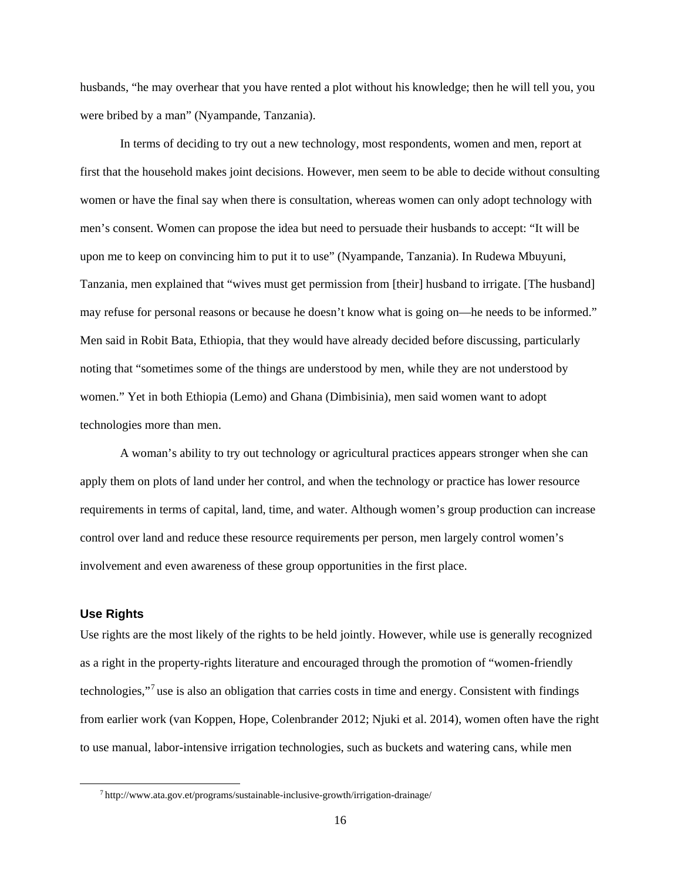husbands, "he may overhear that you have rented a plot without his knowledge; then he will tell you, you were bribed by a man" (Nyampande, Tanzania).

In terms of deciding to try out a new technology, most respondents, women and men, report at first that the household makes joint decisions. However, men seem to be able to decide without consulting women or have the final say when there is consultation, whereas women can only adopt technology with men's consent. Women can propose the idea but need to persuade their husbands to accept: "It will be upon me to keep on convincing him to put it to use" (Nyampande, Tanzania). In Rudewa Mbuyuni, Tanzania, men explained that "wives must get permission from [their] husband to irrigate. [The husband] may refuse for personal reasons or because he doesn't know what is going on—he needs to be informed." Men said in Robit Bata, Ethiopia, that they would have already decided before discussing, particularly noting that "sometimes some of the things are understood by men, while they are not understood by women." Yet in both Ethiopia (Lemo) and Ghana (Dimbisinia), men said women want to adopt technologies more than men.

A woman's ability to try out technology or agricultural practices appears stronger when she can apply them on plots of land under her control, and when the technology or practice has lower resource requirements in terms of capital, land, time, and water. Although women's group production can increase control over land and reduce these resource requirements per person, men largely control women's involvement and even awareness of these group opportunities in the first place.

### Use Rights

Use rights are the most likely of the rights to be held jointly. However, while use is generally recognized as a right in the property-rights literature and encouraged through the promotion of "women-friendly technologies,"[7] use is also an obligation that carries costs in time and energy. Consistent with findings from earlier work (van Koppen, Hope, Colenbrander 2012; Njuki et al. 2014), women often have the right to use manual, labor-intensive irrigation technologies, such as buckets and watering cans, while men

[7] http://www.ata.gov.et/programs/sustainable-inclusive-growth/irrigation-drainage/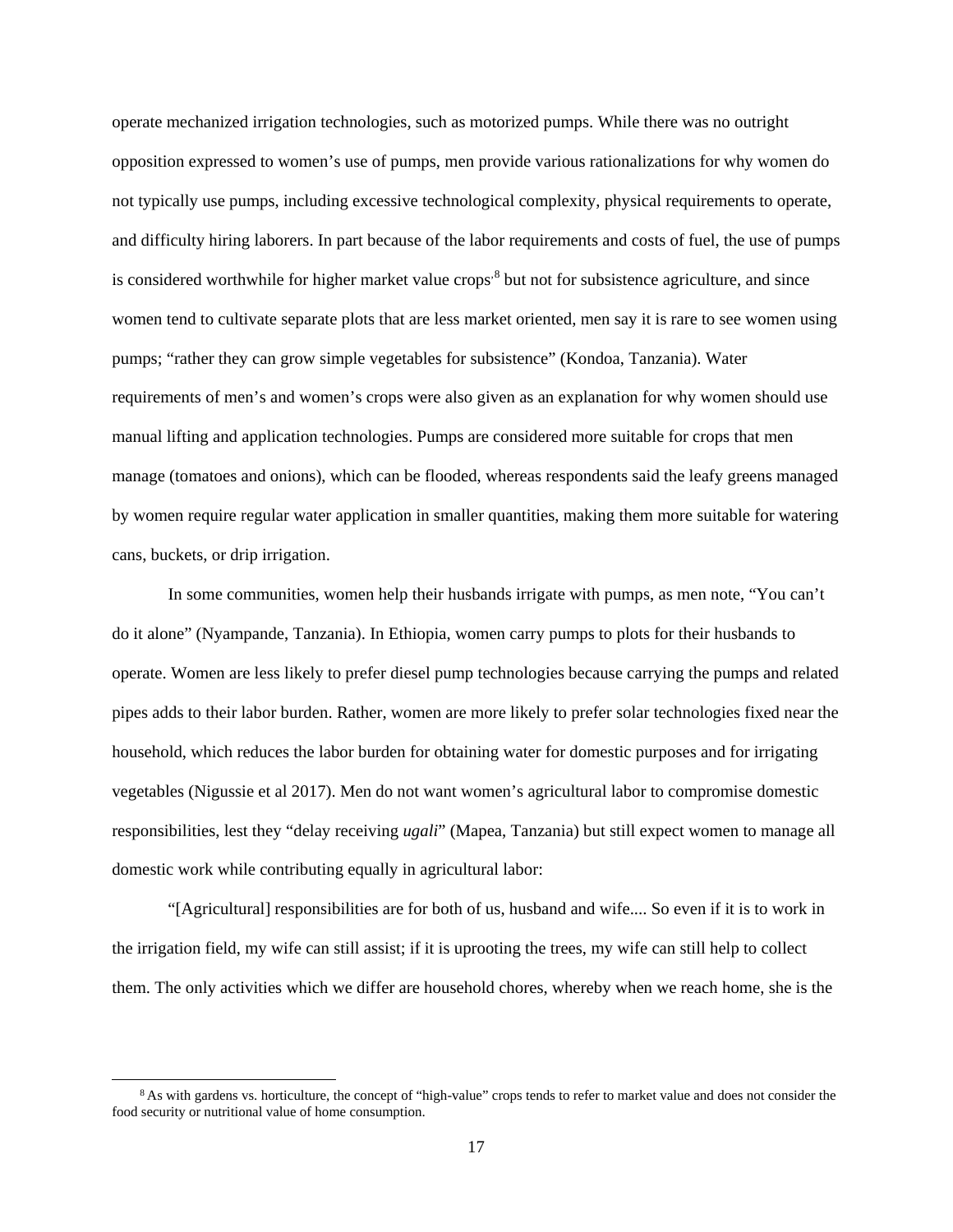operate mechanized irrigation technologies, such as motorized pumps. While there was no outright opposition expressed to women's use of pumps, men provide various rationalizations for why women do not typically use pumps, including excessive technological complexity, physical requirements to operate, and difficulty hiring laborers. In part because of the labor requirements and costs of fuel, the use of pumps is considered worthwhile for higher market value crops[8] but not for subsistence agriculture, and since women tend to cultivate separate plots that are less market oriented, men say it is rare to see women using pumps; "rather they can grow simple vegetables for subsistence" (Kondoa, Tanzania). Water requirements of men's and women's crops were also given as an explanation for why women should use manual lifting and application technologies. Pumps are considered more suitable for crops that men manage (tomatoes and onions), which can be flooded, whereas respondents said the leafy greens managed by women require regular water application in smaller quantities, making them more suitable for watering cans, buckets, or drip irrigation.

In some communities, women help their husbands irrigate with pumps, as men note, "You can't do it alone" (Nyampande, Tanzania). In Ethiopia, women carry pumps to plots for their husbands to operate. Women are less likely to prefer diesel pump technologies because carrying the pumps and related pipes adds to their labor burden. Rather, women are more likely to prefer solar technologies fixed near the household, which reduces the labor burden for obtaining water for domestic purposes and for irrigating vegetables (Nigussie et al 2017). Men do not want women's agricultural labor to compromise domestic responsibilities, lest they "delay receiving *ugali*" (Mapea, Tanzania) but still expect women to manage all domestic work while contributing equally in agricultural labor:

"[Agricultural] responsibilities are for both of us, husband and wife.... So even if it is to work in the irrigation field, my wife can still assist; if it is uprooting the trees, my wife can still help to collect them. The only activities which we differ are household chores, whereby when we reach home, she is the

[8] As with gardens vs. horticulture, the concept of "high-value" crops tends to refer to market value and does not consider the food security or nutritional value of home consumption.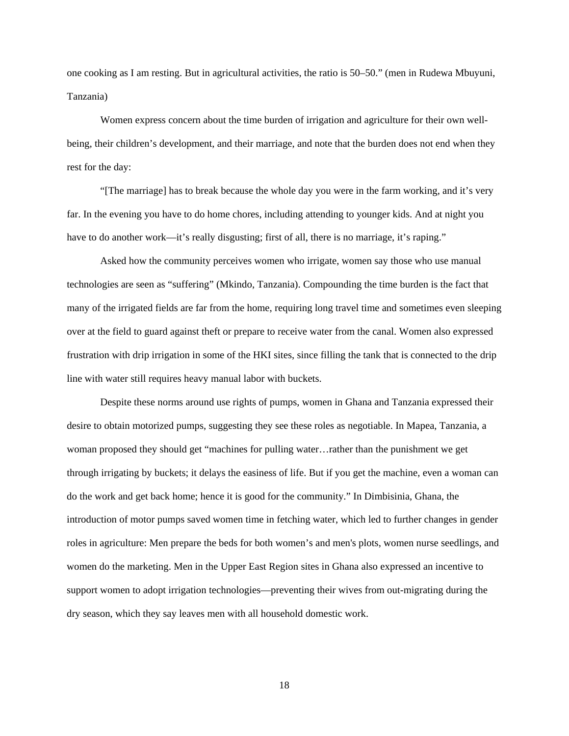one cooking as I am resting. But in agricultural activities, the ratio is 50–50." (men in Rudewa Mbuyuni, Tanzania)

Women express concern about the time burden of irrigation and agriculture for their own well-being, their children's development, and their marriage, and note that the burden does not end when they rest for the day:

"[The marriage] has to break because the whole day you were in the farm working, and it's very far. In the evening you have to do home chores, including attending to younger kids. And at night you have to do another work—it's really disgusting; first of all, there is no marriage, it's raping."

Asked how the community perceives women who irrigate, women say those who use manual technologies are seen as "suffering" (Mkindo, Tanzania). Compounding the time burden is the fact that many of the irrigated fields are far from the home, requiring long travel time and sometimes even sleeping over at the field to guard against theft or prepare to receive water from the canal. Women also expressed frustration with drip irrigation in some of the HKI sites, since filling the tank that is connected to the drip line with water still requires heavy manual labor with buckets.

Despite these norms around use rights of pumps, women in Ghana and Tanzania expressed their desire to obtain motorized pumps, suggesting they see these roles as negotiable. In Mapea, Tanzania, a woman proposed they should get "machines for pulling water…rather than the punishment we get through irrigating by buckets; it delays the easiness of life. But if you get the machine, even a woman can do the work and get back home; hence it is good for the community." In Dimbisinia, Ghana, the introduction of motor pumps saved women time in fetching water, which led to further changes in gender roles in agriculture: Men prepare the beds for both women's and men's plots, women nurse seedlings, and women do the marketing. Men in the Upper East Region sites in Ghana also expressed an incentive to support women to adopt irrigation technologies—preventing their wives from out-migrating during the dry season, which they say leaves men with all household domestic work.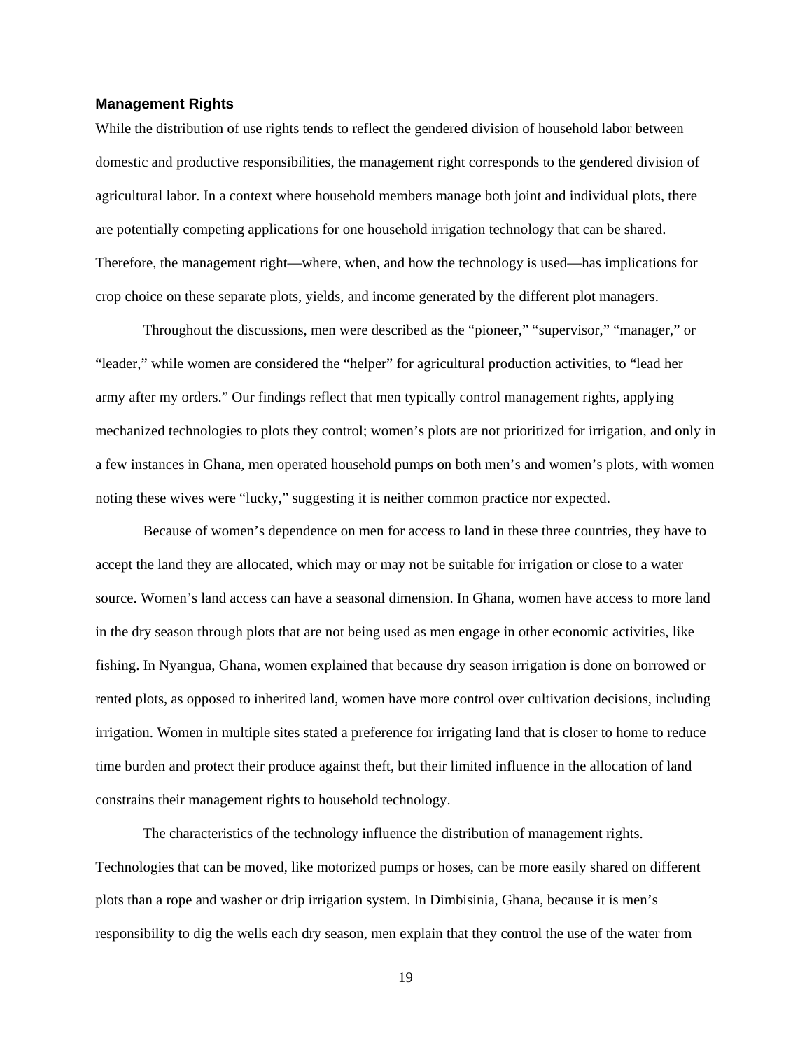### Management Rights

While the distribution of use rights tends to reflect the gendered division of household labor between domestic and productive responsibilities, the management right corresponds to the gendered division of agricultural labor. In a context where household members manage both joint and individual plots, there are potentially competing applications for one household irrigation technology that can be shared. Therefore, the management right—where, when, and how the technology is used—has implications for crop choice on these separate plots, yields, and income generated by the different plot managers.

Throughout the discussions, men were described as the "pioneer," "supervisor," "manager," or "leader," while women are considered the "helper" for agricultural production activities, to "lead her army after my orders." Our findings reflect that men typically control management rights, applying mechanized technologies to plots they control; women's plots are not prioritized for irrigation, and only in a few instances in Ghana, men operated household pumps on both men's and women's plots, with women noting these wives were "lucky," suggesting it is neither common practice nor expected.

Because of women's dependence on men for access to land in these three countries, they have to accept the land they are allocated, which may or may not be suitable for irrigation or close to a water source. Women's land access can have a seasonal dimension. In Ghana, women have access to more land in the dry season through plots that are not being used as men engage in other economic activities, like fishing. In Nyangua, Ghana, women explained that because dry season irrigation is done on borrowed or rented plots, as opposed to inherited land, women have more control over cultivation decisions, including irrigation. Women in multiple sites stated a preference for irrigating land that is closer to home to reduce time burden and protect their produce against theft, but their limited influence in the allocation of land constrains their management rights to household technology.

The characteristics of the technology influence the distribution of management rights. Technologies that can be moved, like motorized pumps or hoses, can be more easily shared on different plots than a rope and washer or drip irrigation system. In Dimbisinia, Ghana, because it is men's responsibility to dig the wells each dry season, men explain that they control the use of the water from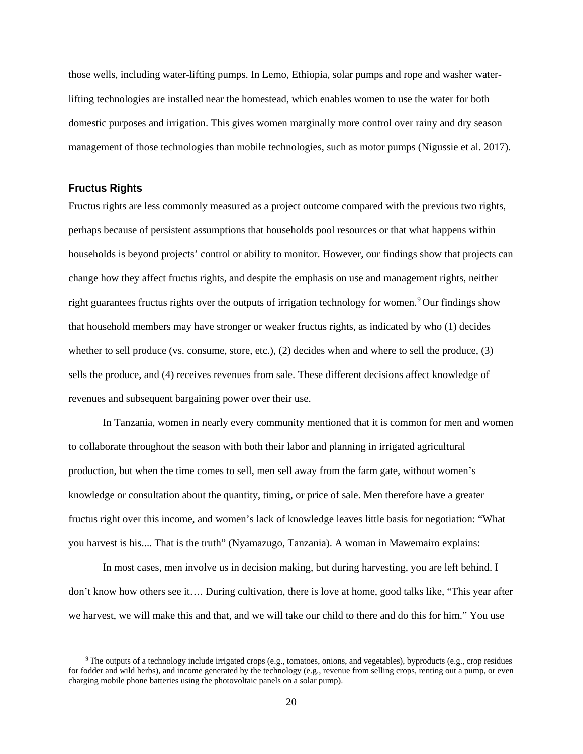those wells, including water-lifting pumps. In Lemo, Ethiopia, solar pumps and rope and washer water-lifting technologies are installed near the homestead, which enables women to use the water for both domestic purposes and irrigation. This gives women marginally more control over rainy and dry season management of those technologies than mobile technologies, such as motor pumps (Nigussie et al. 2017).

### Fructus Rights

Fructus rights are less commonly measured as a project outcome compared with the previous two rights, perhaps because of persistent assumptions that households pool resources or that what happens within households is beyond projects' control or ability to monitor. However, our findings show that projects can change how they affect fructus rights, and despite the emphasis on use and management rights, neither right guarantees fructus rights over the outputs of irrigation technology for women.[9] Our findings show that household members may have stronger or weaker fructus rights, as indicated by who (1) decides whether to sell produce (vs. consume, store, etc.), (2) decides when and where to sell the produce, (3) sells the produce, and (4) receives revenues from sale. These different decisions affect knowledge of revenues and subsequent bargaining power over their use.

In Tanzania, women in nearly every community mentioned that it is common for men and women to collaborate throughout the season with both their labor and planning in irrigated agricultural production, but when the time comes to sell, men sell away from the farm gate, without women's knowledge or consultation about the quantity, timing, or price of sale. Men therefore have a greater fructus right over this income, and women's lack of knowledge leaves little basis for negotiation: "What you harvest is his.... That is the truth" (Nyamazugo, Tanzania). A woman in Mawemairo explains:

In most cases, men involve us in decision making, but during harvesting, you are left behind. I don't know how others see it…. During cultivation, there is love at home, good talks like, "This year after we harvest, we will make this and that, and we will take our child to there and do this for him." You use

[9] The outputs of a technology include irrigated crops (e.g., tomatoes, onions, and vegetables), byproducts (e.g., crop residues for fodder and wild herbs), and income generated by the technology (e.g., revenue from selling crops, renting out a pump, or even charging mobile phone batteries using the photovoltaic panels on a solar pump).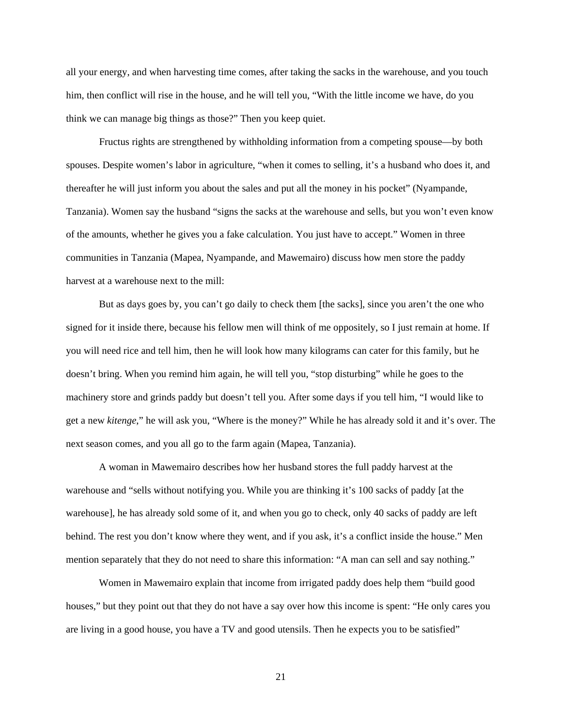all your energy, and when harvesting time comes, after taking the sacks in the warehouse, and you touch him, then conflict will rise in the house, and he will tell you, “With the little income we have, do you think we can manage big things as those?” Then you keep quiet.

Fructus rights are strengthened by withholding information from a competing spouse—by both spouses. Despite women’s labor in agriculture, “when it comes to selling, it’s a husband who does it, and thereafter he will just inform you about the sales and put all the money in his pocket” (Nyampande, Tanzania). Women say the husband “signs the sacks at the warehouse and sells, but you won’t even know of the amounts, whether he gives you a fake calculation. You just have to accept.” Women in three communities in Tanzania (Mapea, Nyampande, and Mawemairo) discuss how men store the paddy harvest at a warehouse next to the mill:

But as days goes by, you can’t go daily to check them [the sacks], since you aren’t the one who signed for it inside there, because his fellow men will think of me oppositely, so I just remain at home. If you will need rice and tell him, then he will look how many kilograms can cater for this family, but he doesn’t bring. When you remind him again, he will tell you, “stop disturbing” while he goes to the machinery store and grinds paddy but doesn’t tell you. After some days if you tell him, “I would like to get a new *kitenge*,” he will ask you, “Where is the money?” While he has already sold it and it’s over. The next season comes, and you all go to the farm again (Mapea, Tanzania).

A woman in Mawemairo describes how her husband stores the full paddy harvest at the warehouse and “sells without notifying you. While you are thinking it’s 100 sacks of paddy [at the warehouse], he has already sold some of it, and when you go to check, only 40 sacks of paddy are left behind. The rest you don’t know where they went, and if you ask, it’s a conflict inside the house.” Men mention separately that they do not need to share this information: “A man can sell and say nothing.”

Women in Mawemairo explain that income from irrigated paddy does help them “build good houses,” but they point out that they do not have a say over how this income is spent: “He only cares you are living in a good house, you have a TV and good utensils. Then he expects you to be satisfied”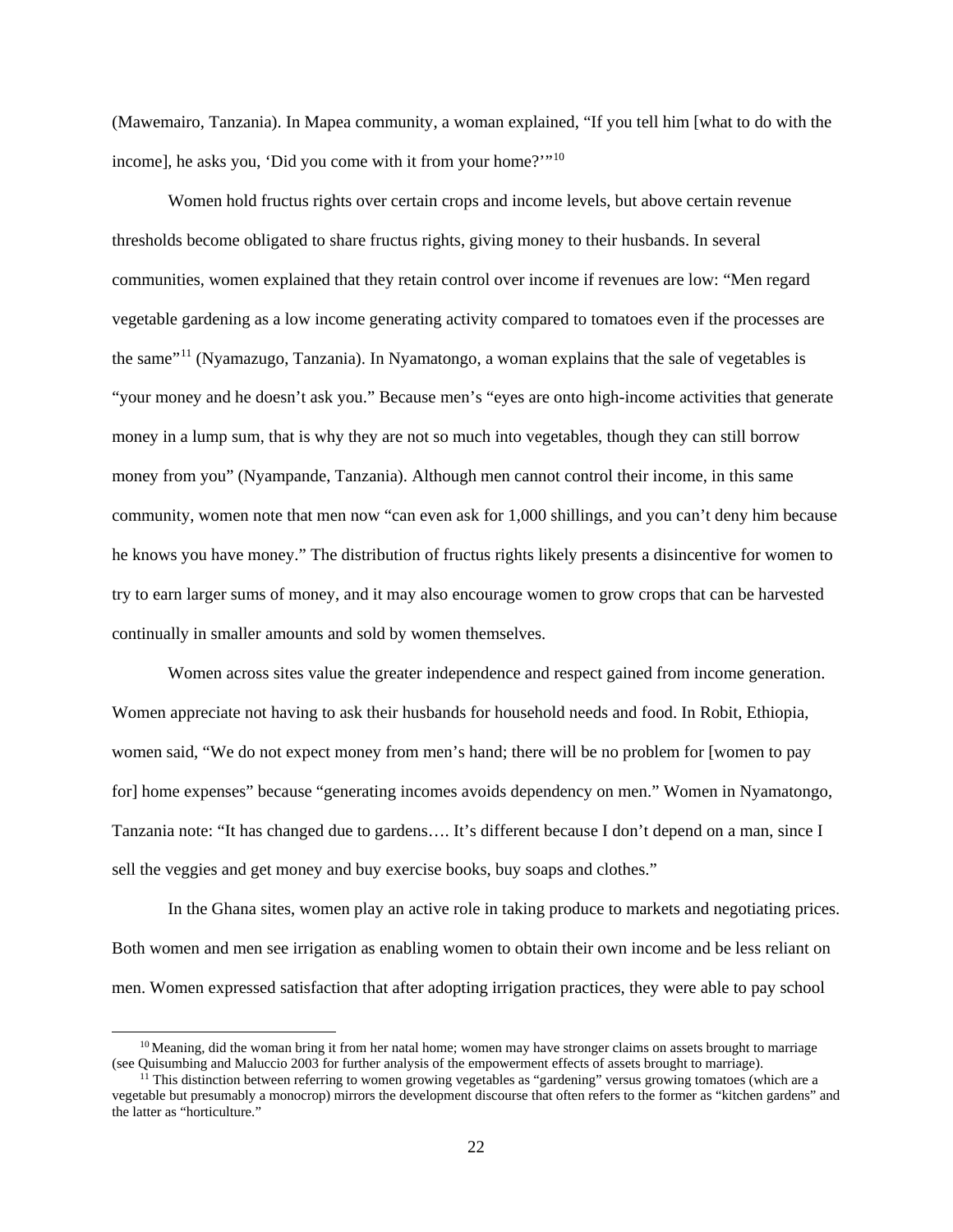(Mawemairo, Tanzania). In Mapea community, a woman explained, "If you tell him [what to do with the income], he asks you, 'Did you come with it from your home?'"[10]

Women hold fructus rights over certain crops and income levels, but above certain revenue thresholds become obligated to share fructus rights, giving money to their husbands. In several communities, women explained that they retain control over income if revenues are low: "Men regard vegetable gardening as a low income generating activity compared to tomatoes even if the processes are the same"[11] (Nyamazugo, Tanzania). In Nyamatongo, a woman explains that the sale of vegetables is "your money and he doesn't ask you." Because men's "eyes are onto high-income activities that generate money in a lump sum, that is why they are not so much into vegetables, though they can still borrow money from you" (Nyampande, Tanzania). Although men cannot control their income, in this same community, women note that men now "can even ask for 1,000 shillings, and you can't deny him because he knows you have money." The distribution of fructus rights likely presents a disincentive for women to try to earn larger sums of money, and it may also encourage women to grow crops that can be harvested continually in smaller amounts and sold by women themselves.

Women across sites value the greater independence and respect gained from income generation. Women appreciate not having to ask their husbands for household needs and food. In Robit, Ethiopia, women said, "We do not expect money from men's hand; there will be no problem for [women to pay for] home expenses" because "generating incomes avoids dependency on men." Women in Nyamatongo, Tanzania note: "It has changed due to gardens…. It's different because I don't depend on a man, since I sell the veggies and get money and buy exercise books, buy soaps and clothes."

In the Ghana sites, women play an active role in taking produce to markets and negotiating prices. Both women and men see irrigation as enabling women to obtain their own income and be less reliant on men. Women expressed satisfaction that after adopting irrigation practices, they were able to pay school

---

[10] Meaning, did the woman bring it from her natal home; women may have stronger claims on assets brought to marriage (see Quisumbing and Maluccio 2003 for further analysis of the empowerment effects of assets brought to marriage).

[11] This distinction between referring to women growing vegetables as "gardening" versus growing tomatoes (which are a vegetable but presumably a monocrop) mirrors the development discourse that often refers to the former as "kitchen gardens" and the latter as "horticulture."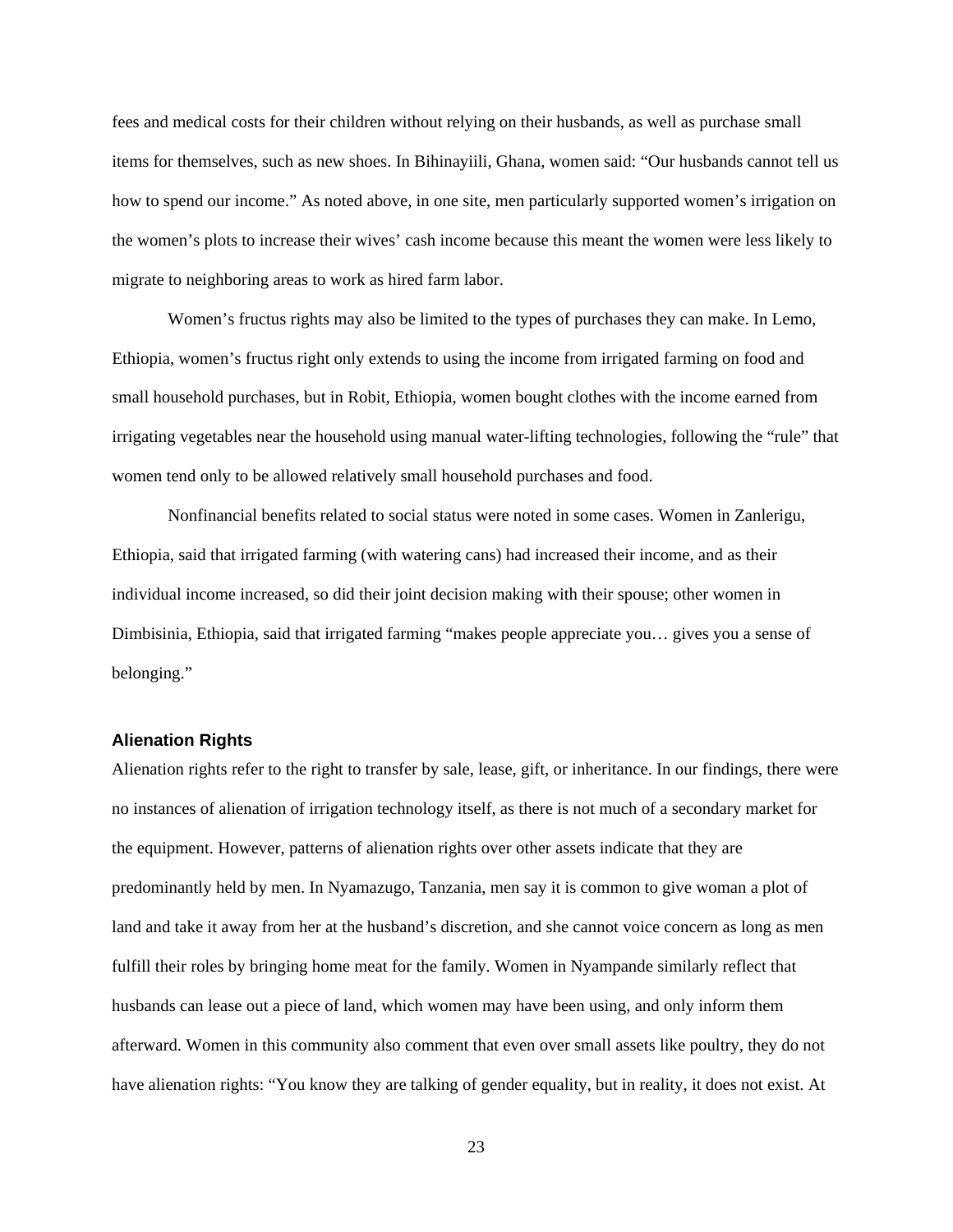fees and medical costs for their children without relying on their husbands, as well as purchase small items for themselves, such as new shoes. In Bihinayiili, Ghana, women said: "Our husbands cannot tell us how to spend our income." As noted above, in one site, men particularly supported women's irrigation on the women's plots to increase their wives' cash income because this meant the women were less likely to migrate to neighboring areas to work as hired farm labor.

Women's fructus rights may also be limited to the types of purchases they can make. In Lemo, Ethiopia, women's fructus right only extends to using the income from irrigated farming on food and small household purchases, but in Robit, Ethiopia, women bought clothes with the income earned from irrigating vegetables near the household using manual water-lifting technologies, following the "rule" that women tend only to be allowed relatively small household purchases and food.

Nonfinancial benefits related to social status were noted in some cases. Women in Zanlerigu, Ethiopia, said that irrigated farming (with watering cans) had increased their income, and as their individual income increased, so did their joint decision making with their spouse; other women in Dimbisinia, Ethiopia, said that irrigated farming "makes people appreciate you… gives you a sense of belonging."

### Alienation Rights

Alienation rights refer to the right to transfer by sale, lease, gift, or inheritance. In our findings, there were no instances of alienation of irrigation technology itself, as there is not much of a secondary market for the equipment. However, patterns of alienation rights over other assets indicate that they are predominantly held by men. In Nyamazugo, Tanzania, men say it is common to give woman a plot of land and take it away from her at the husband's discretion, and she cannot voice concern as long as men fulfill their roles by bringing home meat for the family. Women in Nyampande similarly reflect that husbands can lease out a piece of land, which women may have been using, and only inform them afterward. Women in this community also comment that even over small assets like poultry, they do not have alienation rights: "You know they are talking of gender equality, but in reality, it does not exist. At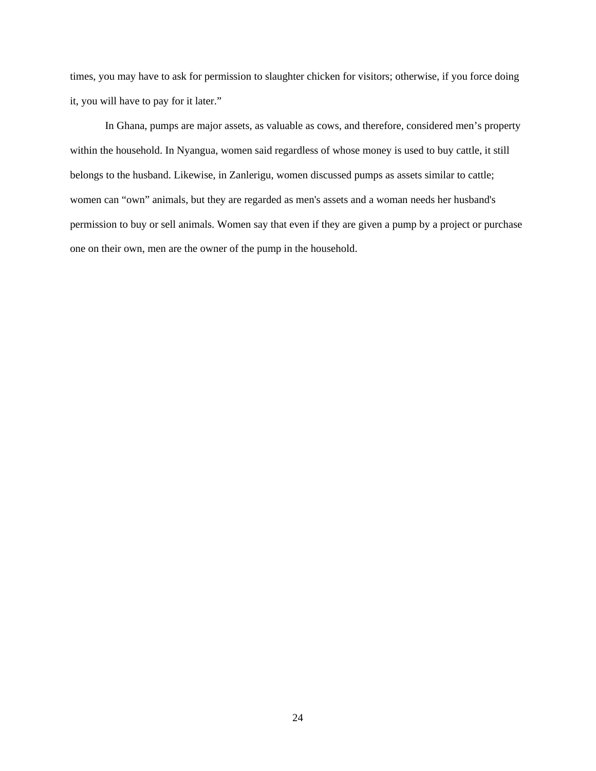times, you may have to ask for permission to slaughter chicken for visitors; otherwise, if you force doing it, you will have to pay for it later."

In Ghana, pumps are major assets, as valuable as cows, and therefore, considered men's property within the household. In Nyangua, women said regardless of whose money is used to buy cattle, it still belongs to the husband. Likewise, in Zanlerigu, women discussed pumps as assets similar to cattle; women can "own" animals, but they are regarded as men's assets and a woman needs her husband's permission to buy or sell animals. Women say that even if they are given a pump by a project or purchase one on their own, men are the owner of the pump in the household.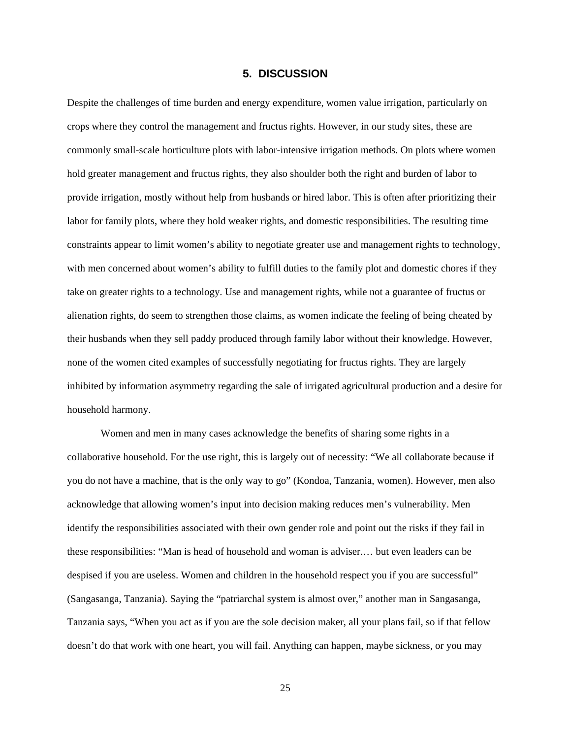## 5. DISCUSSION

Despite the challenges of time burden and energy expenditure, women value irrigation, particularly on crops where they control the management and fructus rights. However, in our study sites, these are commonly small-scale horticulture plots with labor-intensive irrigation methods. On plots where women hold greater management and fructus rights, they also shoulder both the right and burden of labor to provide irrigation, mostly without help from husbands or hired labor. This is often after prioritizing their labor for family plots, where they hold weaker rights, and domestic responsibilities. The resulting time constraints appear to limit women's ability to negotiate greater use and management rights to technology, with men concerned about women's ability to fulfill duties to the family plot and domestic chores if they take on greater rights to a technology. Use and management rights, while not a guarantee of fructus or alienation rights, do seem to strengthen those claims, as women indicate the feeling of being cheated by their husbands when they sell paddy produced through family labor without their knowledge. However, none of the women cited examples of successfully negotiating for fructus rights. They are largely inhibited by information asymmetry regarding the sale of irrigated agricultural production and a desire for household harmony.

Women and men in many cases acknowledge the benefits of sharing some rights in a collaborative household. For the use right, this is largely out of necessity: "We all collaborate because if you do not have a machine, that is the only way to go" (Kondoa, Tanzania, women). However, men also acknowledge that allowing women's input into decision making reduces men's vulnerability. Men identify the responsibilities associated with their own gender role and point out the risks if they fail in these responsibilities: "Man is head of household and woman is adviser.… but even leaders can be despised if you are useless. Women and children in the household respect you if you are successful" (Sangasanga, Tanzania). Saying the "patriarchal system is almost over," another man in Sangasanga, Tanzania says, "When you act as if you are the sole decision maker, all your plans fail, so if that fellow doesn't do that work with one heart, you will fail. Anything can happen, maybe sickness, or you may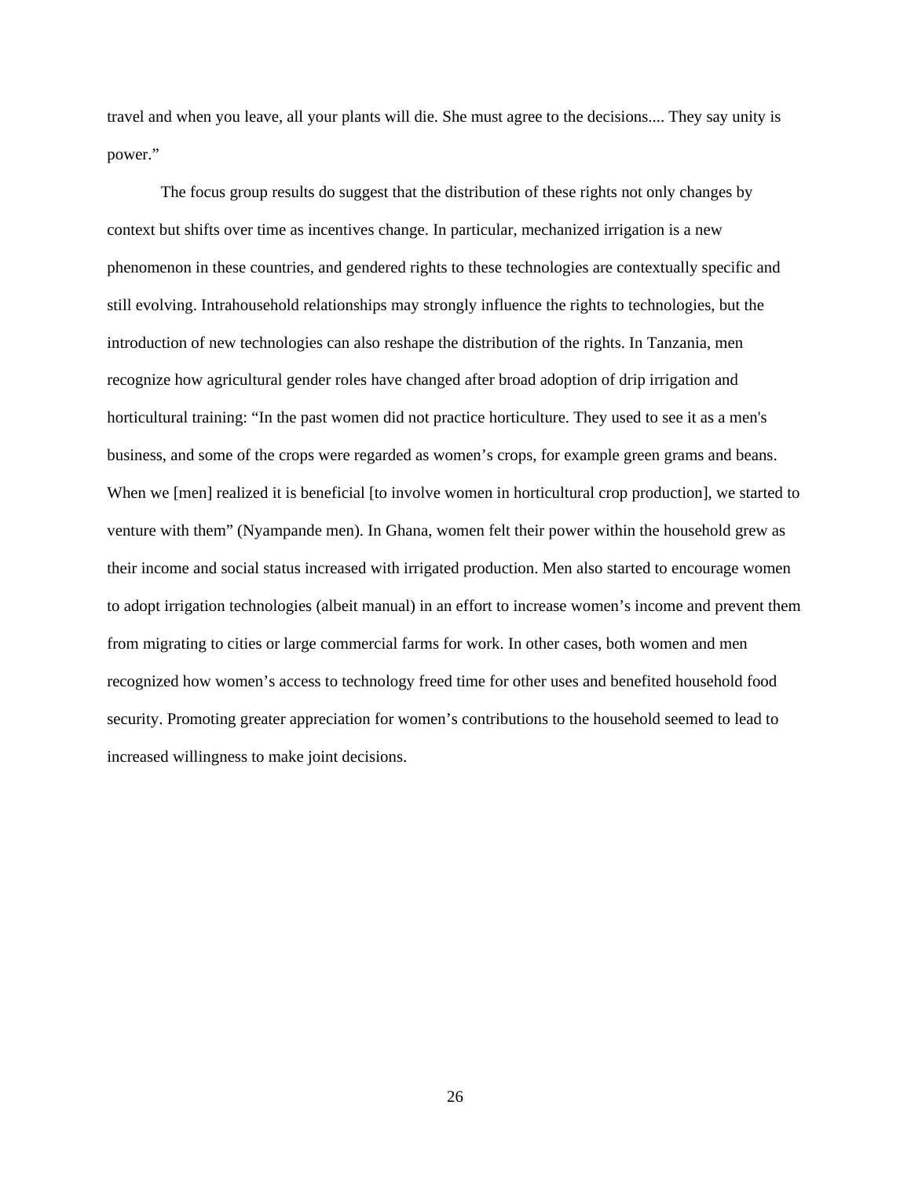travel and when you leave, all your plants will die. She must agree to the decisions.... They say unity is power."

The focus group results do suggest that the distribution of these rights not only changes by context but shifts over time as incentives change. In particular, mechanized irrigation is a new phenomenon in these countries, and gendered rights to these technologies are contextually specific and still evolving. Intrahousehold relationships may strongly influence the rights to technologies, but the introduction of new technologies can also reshape the distribution of the rights. In Tanzania, men recognize how agricultural gender roles have changed after broad adoption of drip irrigation and horticultural training: "In the past women did not practice horticulture. They used to see it as a men's business, and some of the crops were regarded as women's crops, for example green grams and beans. When we [men] realized it is beneficial [to involve women in horticultural crop production], we started to venture with them" (Nyampande men). In Ghana, women felt their power within the household grew as their income and social status increased with irrigated production. Men also started to encourage women to adopt irrigation technologies (albeit manual) in an effort to increase women's income and prevent them from migrating to cities or large commercial farms for work. In other cases, both women and men recognized how women's access to technology freed time for other uses and benefited household food security. Promoting greater appreciation for women's contributions to the household seemed to lead to increased willingness to make joint decisions.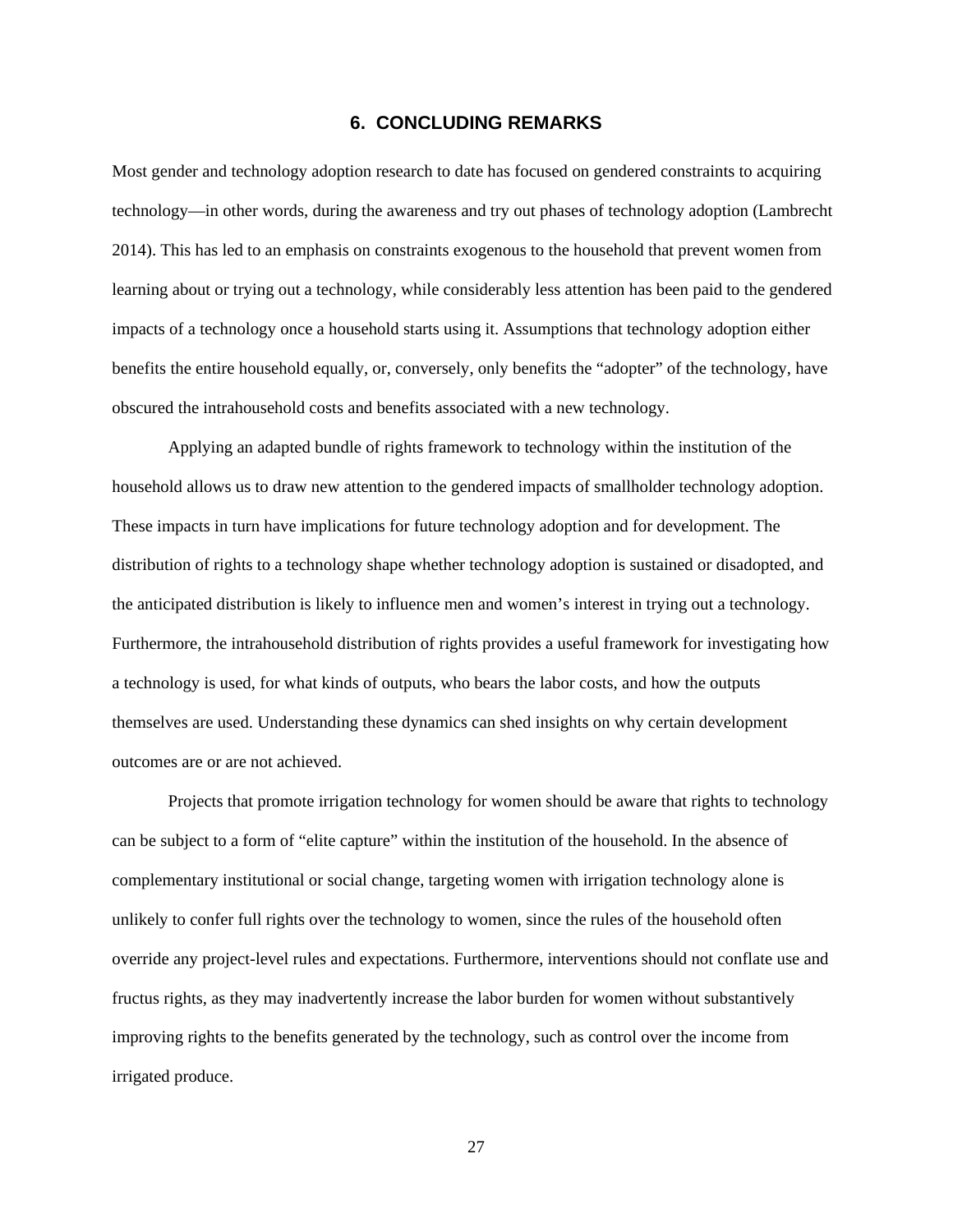## 6. CONCLUDING REMARKS

Most gender and technology adoption research to date has focused on gendered constraints to acquiring technology—in other words, during the awareness and try out phases of technology adoption (Lambrecht 2014). This has led to an emphasis on constraints exogenous to the household that prevent women from learning about or trying out a technology, while considerably less attention has been paid to the gendered impacts of a technology once a household starts using it. Assumptions that technology adoption either benefits the entire household equally, or, conversely, only benefits the "adopter" of the technology, have obscured the intrahousehold costs and benefits associated with a new technology.

Applying an adapted bundle of rights framework to technology within the institution of the household allows us to draw new attention to the gendered impacts of smallholder technology adoption. These impacts in turn have implications for future technology adoption and for development. The distribution of rights to a technology shape whether technology adoption is sustained or disadopted, and the anticipated distribution is likely to influence men and women's interest in trying out a technology. Furthermore, the intrahousehold distribution of rights provides a useful framework for investigating how a technology is used, for what kinds of outputs, who bears the labor costs, and how the outputs themselves are used. Understanding these dynamics can shed insights on why certain development outcomes are or are not achieved.

Projects that promote irrigation technology for women should be aware that rights to technology can be subject to a form of "elite capture" within the institution of the household. In the absence of complementary institutional or social change, targeting women with irrigation technology alone is unlikely to confer full rights over the technology to women, since the rules of the household often override any project-level rules and expectations. Furthermore, interventions should not conflate use and fructus rights, as they may inadvertently increase the labor burden for women without substantively improving rights to the benefits generated by the technology, such as control over the income from irrigated produce.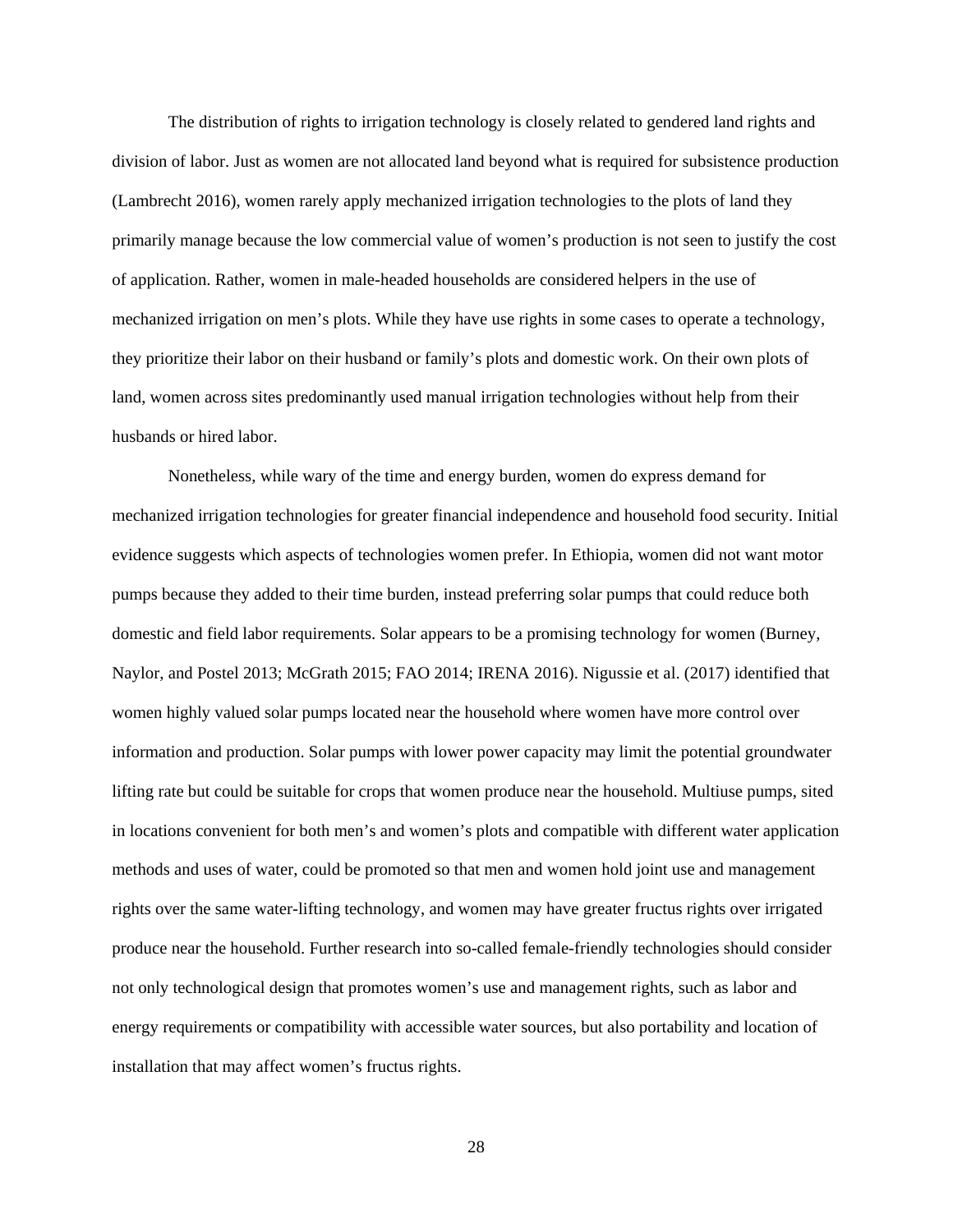The distribution of rights to irrigation technology is closely related to gendered land rights and division of labor. Just as women are not allocated land beyond what is required for subsistence production (Lambrecht 2016), women rarely apply mechanized irrigation technologies to the plots of land they primarily manage because the low commercial value of women's production is not seen to justify the cost of application. Rather, women in male-headed households are considered helpers in the use of mechanized irrigation on men's plots. While they have use rights in some cases to operate a technology, they prioritize their labor on their husband or family's plots and domestic work. On their own plots of land, women across sites predominantly used manual irrigation technologies without help from their husbands or hired labor.

Nonetheless, while wary of the time and energy burden, women do express demand for mechanized irrigation technologies for greater financial independence and household food security. Initial evidence suggests which aspects of technologies women prefer. In Ethiopia, women did not want motor pumps because they added to their time burden, instead preferring solar pumps that could reduce both domestic and field labor requirements. Solar appears to be a promising technology for women (Burney, Naylor, and Postel 2013; McGrath 2015; FAO 2014; IRENA 2016). Nigussie et al. (2017) identified that women highly valued solar pumps located near the household where women have more control over information and production. Solar pumps with lower power capacity may limit the potential groundwater lifting rate but could be suitable for crops that women produce near the household. Multiuse pumps, sited in locations convenient for both men's and women's plots and compatible with different water application methods and uses of water, could be promoted so that men and women hold joint use and management rights over the same water-lifting technology, and women may have greater fructus rights over irrigated produce near the household. Further research into so-called female-friendly technologies should consider not only technological design that promotes women's use and management rights, such as labor and energy requirements or compatibility with accessible water sources, but also portability and location of installation that may affect women's fructus rights.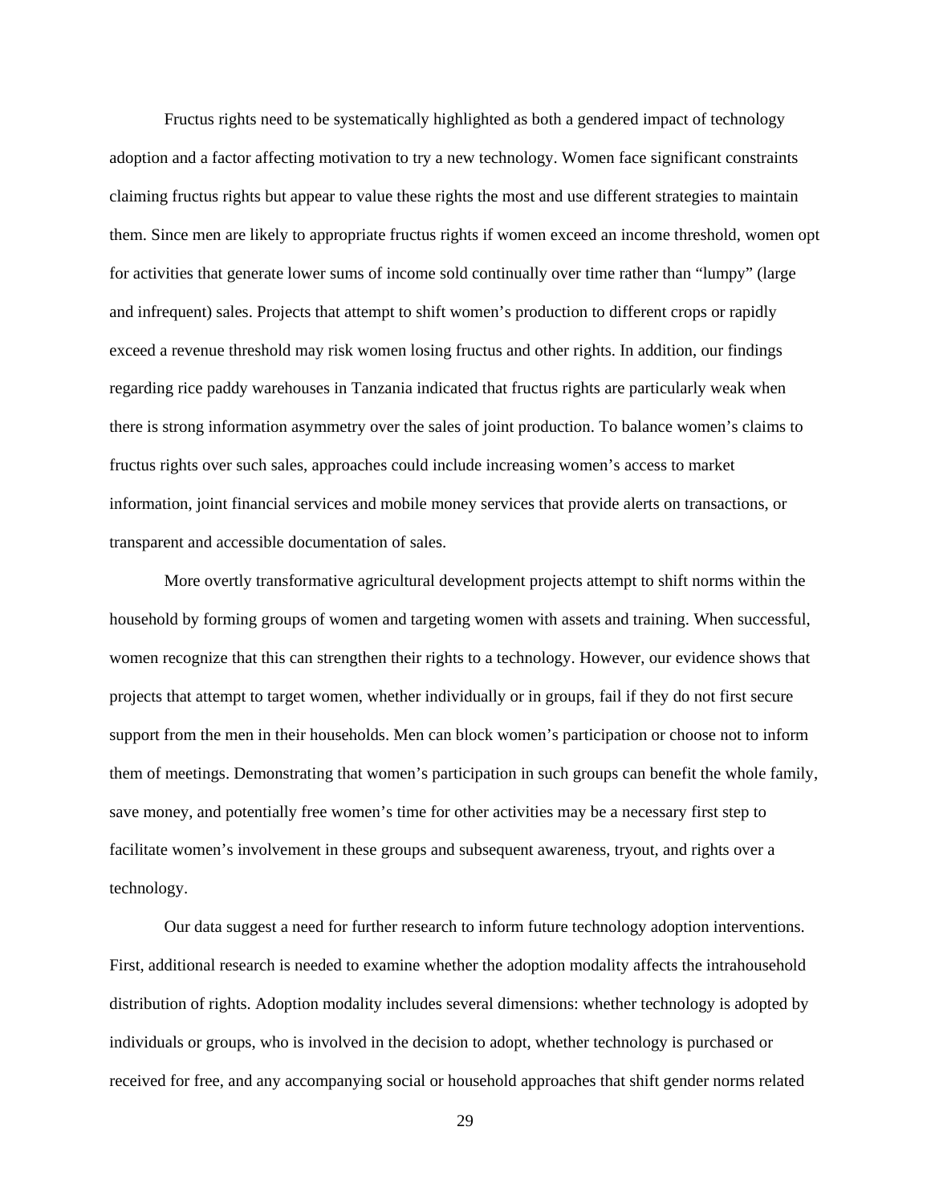Fructus rights need to be systematically highlighted as both a gendered impact of technology adoption and a factor affecting motivation to try a new technology. Women face significant constraints claiming fructus rights but appear to value these rights the most and use different strategies to maintain them. Since men are likely to appropriate fructus rights if women exceed an income threshold, women opt for activities that generate lower sums of income sold continually over time rather than "lumpy" (large and infrequent) sales. Projects that attempt to shift women's production to different crops or rapidly exceed a revenue threshold may risk women losing fructus and other rights. In addition, our findings regarding rice paddy warehouses in Tanzania indicated that fructus rights are particularly weak when there is strong information asymmetry over the sales of joint production. To balance women's claims to fructus rights over such sales, approaches could include increasing women's access to market information, joint financial services and mobile money services that provide alerts on transactions, or transparent and accessible documentation of sales.

More overtly transformative agricultural development projects attempt to shift norms within the household by forming groups of women and targeting women with assets and training. When successful, women recognize that this can strengthen their rights to a technology. However, our evidence shows that projects that attempt to target women, whether individually or in groups, fail if they do not first secure support from the men in their households. Men can block women's participation or choose not to inform them of meetings. Demonstrating that women's participation in such groups can benefit the whole family, save money, and potentially free women's time for other activities may be a necessary first step to facilitate women's involvement in these groups and subsequent awareness, tryout, and rights over a technology.

Our data suggest a need for further research to inform future technology adoption interventions. First, additional research is needed to examine whether the adoption modality affects the intrahousehold distribution of rights. Adoption modality includes several dimensions: whether technology is adopted by individuals or groups, who is involved in the decision to adopt, whether technology is purchased or received for free, and any accompanying social or household approaches that shift gender norms related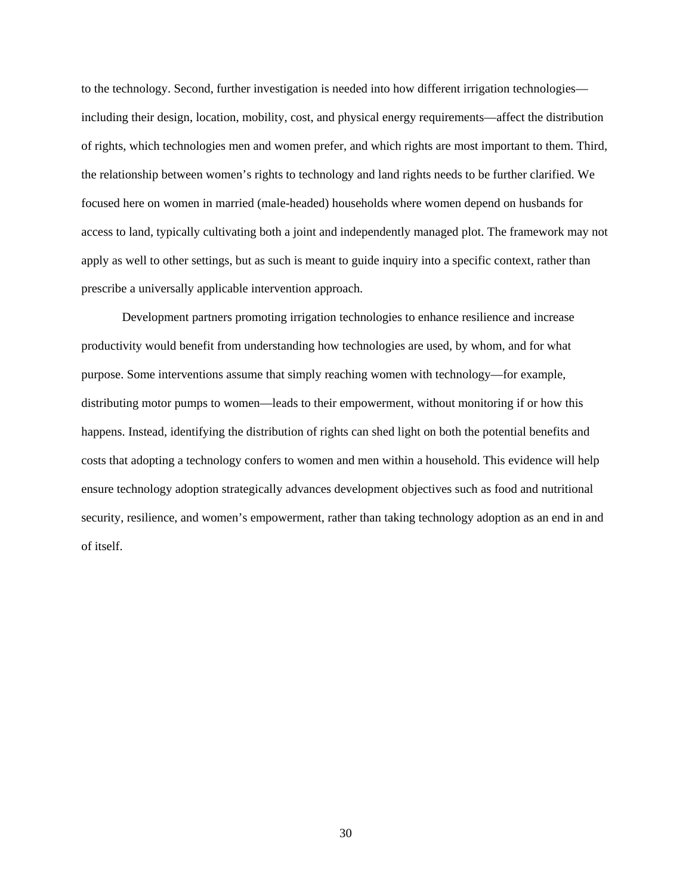to the technology. Second, further investigation is needed into how different irrigation technologies—including their design, location, mobility, cost, and physical energy requirements—affect the distribution of rights, which technologies men and women prefer, and which rights are most important to them. Third, the relationship between women's rights to technology and land rights needs to be further clarified. We focused here on women in married (male-headed) households where women depend on husbands for access to land, typically cultivating both a joint and independently managed plot. The framework may not apply as well to other settings, but as such is meant to guide inquiry into a specific context, rather than prescribe a universally applicable intervention approach.

Development partners promoting irrigation technologies to enhance resilience and increase productivity would benefit from understanding how technologies are used, by whom, and for what purpose. Some interventions assume that simply reaching women with technology—for example, distributing motor pumps to women—leads to their empowerment, without monitoring if or how this happens. Instead, identifying the distribution of rights can shed light on both the potential benefits and costs that adopting a technology confers to women and men within a household. This evidence will help ensure technology adoption strategically advances development objectives such as food and nutritional security, resilience, and women's empowerment, rather than taking technology adoption as an end in and of itself.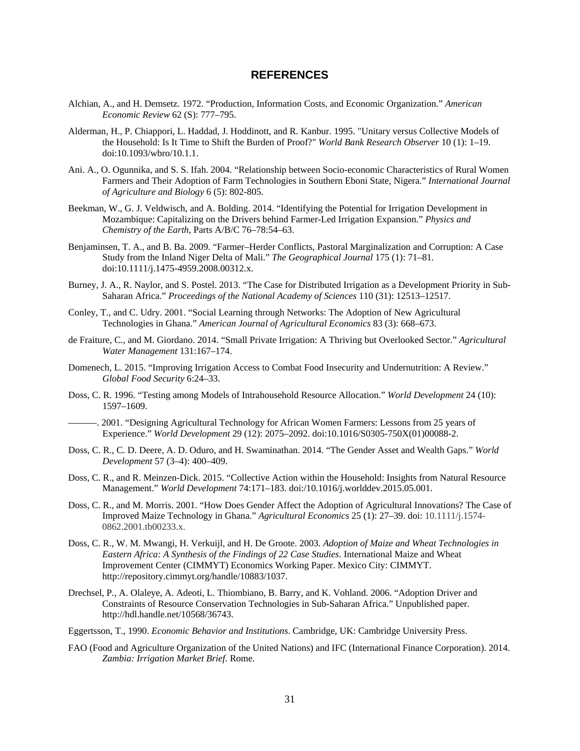# REFERENCES

Alchian, A., and H. Demsetz. 1972. “Production, Information Costs, and Economic Organization.” *American Economic Review* 62 (S): 777–795.

Alderman, H., P. Chiappori, L. Haddad, J. Hoddinott, and R. Kanbur. 1995. "Unitary versus Collective Models of the Household: Is It Time to Shift the Burden of Proof?" *World Bank Research Observer* 10 (1): 1–19. doi:10.1093/wbro/10.1.1.

Ani. A., O. Ogunnika, and S. S. Ifah. 2004. “Relationship between Socio-economic Characteristics of Rural Women Farmers and Their Adoption of Farm Technologies in Southern Eboni State, Nigera.” *International Journal of Agriculture and Biology* 6 (5): 802-805.

Beekman, W., G. J. Veldwisch, and A. Bolding. 2014. “Identifying the Potential for Irrigation Development in Mozambique: Capitalizing on the Drivers behind Farmer-Led Irrigation Expansion.” *Physics and Chemistry of the Earth,* Parts A/B/C 76–78:54–63.

Benjaminsen, T. A., and B. Ba. 2009. “Farmer–Herder Conflicts, Pastoral Marginalization and Corruption: A Case Study from the Inland Niger Delta of Mali.” *The Geographical Journal* 175 (1): 71–81. doi:10.1111/j.1475-4959.2008.00312.x.

Burney, J. A., R. Naylor, and S. Postel. 2013. “The Case for Distributed Irrigation as a Development Priority in Sub-Saharan Africa.” *Proceedings of the National Academy of Sciences* 110 (31): 12513–12517.

Conley, T., and C. Udry. 2001. “Social Learning through Networks: The Adoption of New Agricultural Technologies in Ghana.” *American Journal of Agricultural Economics* 83 (3): 668–673.

de Fraiture, C., and M. Giordano. 2014. “Small Private Irrigation: A Thriving but Overlooked Sector.” *Agricultural Water Management* 131:167–174.

Domenech, L. 2015. “Improving Irrigation Access to Combat Food Insecurity and Undernutrition: A Review.” *Global Food Security* 6:24–33.

Doss, C. R. 1996. “Testing among Models of Intrahousehold Resource Allocation.” *World Development* 24 (10): 1597–1609.

———. 2001. “Designing Agricultural Technology for African Women Farmers: Lessons from 25 years of Experience.” *World Development* 29 (12): 2075–2092. doi:10.1016/S0305-750X(01)00088-2.

Doss, C. R., C. D. Deere, A. D. Oduro, and H. Swaminathan. 2014. “The Gender Asset and Wealth Gaps.” *World Development* 57 (3–4): 400–409.

Doss, C. R., and R. Meinzen-Dick. 2015. “Collective Action within the Household: Insights from Natural Resource Management.” *World Development* 74:171–183. doi:/10.1016/j.worlddev.2015.05.001.

Doss, C. R., and M. Morris. 2001. “How Does Gender Affect the Adoption of Agricultural Innovations? The Case of Improved Maize Technology in Ghana.” *Agricultural Economics* 25 (1): 27–39. doi: 10.1111/j.1574-0862.2001.tb00233.x.

Doss, C. R., W. M. Mwangi, H. Verkuijl, and H. De Groote. 2003. *Adoption of Maize and Wheat Technologies in Eastern Africa: A Synthesis of the Findings of 22 Case Studies*. International Maize and Wheat Improvement Center (CIMMYT) Economics Working Paper. Mexico City: CIMMYT. http://repository.cimmyt.org/handle/10883/1037.

Drechsel, P., A. Olaleye, A. Adeoti, L. Thiombiano, B. Barry, and K. Vohland. 2006. “Adoption Driver and Constraints of Resource Conservation Technologies in Sub-Saharan Africa.” Unpublished paper. http://hdl.handle.net/10568/36743.

Eggertsson, T., 1990. *Economic Behavior and Institutions*. Cambridge, UK: Cambridge University Press.

FAO (Food and Agriculture Organization of the United Nations) and IFC (International Finance Corporation). 2014. *Zambia: Irrigation Market Brief*. Rome.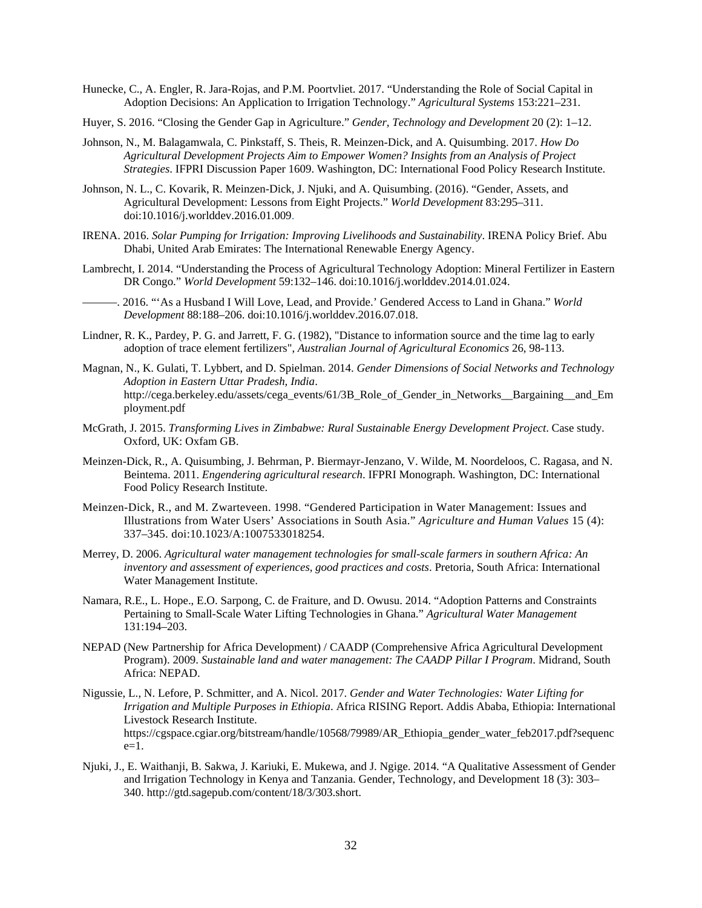Hunecke, C., A. Engler, R. Jara-Rojas, and P.M. Poortvliet. 2017. "Understanding the Role of Social Capital in Adoption Decisions: An Application to Irrigation Technology." *Agricultural Systems* 153:221–231.

Huyer, S. 2016. "Closing the Gender Gap in Agriculture." *Gender, Technology and Development* 20 (2): 1–12.

Johnson, N., M. Balagamwala, C. Pinkstaff, S. Theis, R. Meinzen-Dick, and A. Quisumbing. 2017. *How Do Agricultural Development Projects Aim to Empower Women? Insights from an Analysis of Project Strategies*. IFPRI Discussion Paper 1609. Washington, DC: International Food Policy Research Institute.

Johnson, N. L., C. Kovarik, R. Meinzen-Dick, J. Njuki, and A. Quisumbing. (2016). "Gender, Assets, and Agricultural Development: Lessons from Eight Projects." *World Development* 83:295–311. doi:10.1016/j.worlddev.2016.01.009.

IRENA. 2016. *Solar Pumping for Irrigation: Improving Livelihoods and Sustainability*. IRENA Policy Brief. Abu Dhabi, United Arab Emirates: The International Renewable Energy Agency.

Lambrecht, I. 2014. "Understanding the Process of Agricultural Technology Adoption: Mineral Fertilizer in Eastern DR Congo." *World Development* 59:132–146. doi:10.1016/j.worlddev.2014.01.024.

———. 2016. "'As a Husband I Will Love, Lead, and Provide.' Gendered Access to Land in Ghana." *World Development* 88:188–206. doi:10.1016/j.worlddev.2016.07.018.

Lindner, R. K., Pardey, P. G. and Jarrett, F. G. (1982), "Distance to information source and the time lag to early adoption of trace element fertilizers", *Australian Journal of Agricultural Economics* 26, 98-113.

Magnan, N., K. Gulati, T. Lybbert, and D. Spielman. 2014. *Gender Dimensions of Social Networks and Technology Adoption in Eastern Uttar Pradesh, India*. http://cega.berkeley.edu/assets/cega_events/61/3B_Role_of_Gender_in_Networks__Bargaining__and_Employment.pdf

McGrath, J. 2015. *Transforming Lives in Zimbabwe: Rural Sustainable Energy Development Project*. Case study. Oxford, UK: Oxfam GB.

Meinzen-Dick, R., A. Quisumbing, J. Behrman, P. Biermayr-Jenzano, V. Wilde, M. Noordeloos, C. Ragasa, and N. Beintema. 2011. *Engendering agricultural research*. IFPRI Monograph. Washington, DC: International Food Policy Research Institute.

Meinzen-Dick, R., and M. Zwarteveen. 1998. "Gendered Participation in Water Management: Issues and Illustrations from Water Users' Associations in South Asia." *Agriculture and Human Values* 15 (4): 337–345. doi:10.1023/A:1007533018254.

Merrey, D. 2006. *Agricultural water management technologies for small-scale farmers in southern Africa: An inventory and assessment of experiences, good practices and costs*. Pretoria, South Africa: International Water Management Institute.

Namara, R.E., L. Hope., E.O. Sarpong, C. de Fraiture, and D. Owusu. 2014. "Adoption Patterns and Constraints Pertaining to Small-Scale Water Lifting Technologies in Ghana." *Agricultural Water Management* 131:194–203.

NEPAD (New Partnership for Africa Development) / CAADP (Comprehensive Africa Agricultural Development Program). 2009. *Sustainable land and water management: The CAADP Pillar I Program*. Midrand, South Africa: NEPAD.

Nigussie, L., N. Lefore, P. Schmitter, and A. Nicol. 2017. *Gender and Water Technologies: Water Lifting for Irrigation and Multiple Purposes in Ethiopia*. Africa RISING Report. Addis Ababa, Ethiopia: International Livestock Research Institute. https://cgspace.cgiar.org/bitstream/handle/10568/79989/AR_Ethiopia_gender_water_feb2017.pdf?sequence=1.

Njuki, J., E. Waithanji, B. Sakwa, J. Kariuki, E. Mukewa, and J. Ngige. 2014. "A Qualitative Assessment of Gender and Irrigation Technology in Kenya and Tanzania. Gender, Technology, and Development 18 (3): 303–340. http://gtd.sagepub.com/content/18/3/303.short.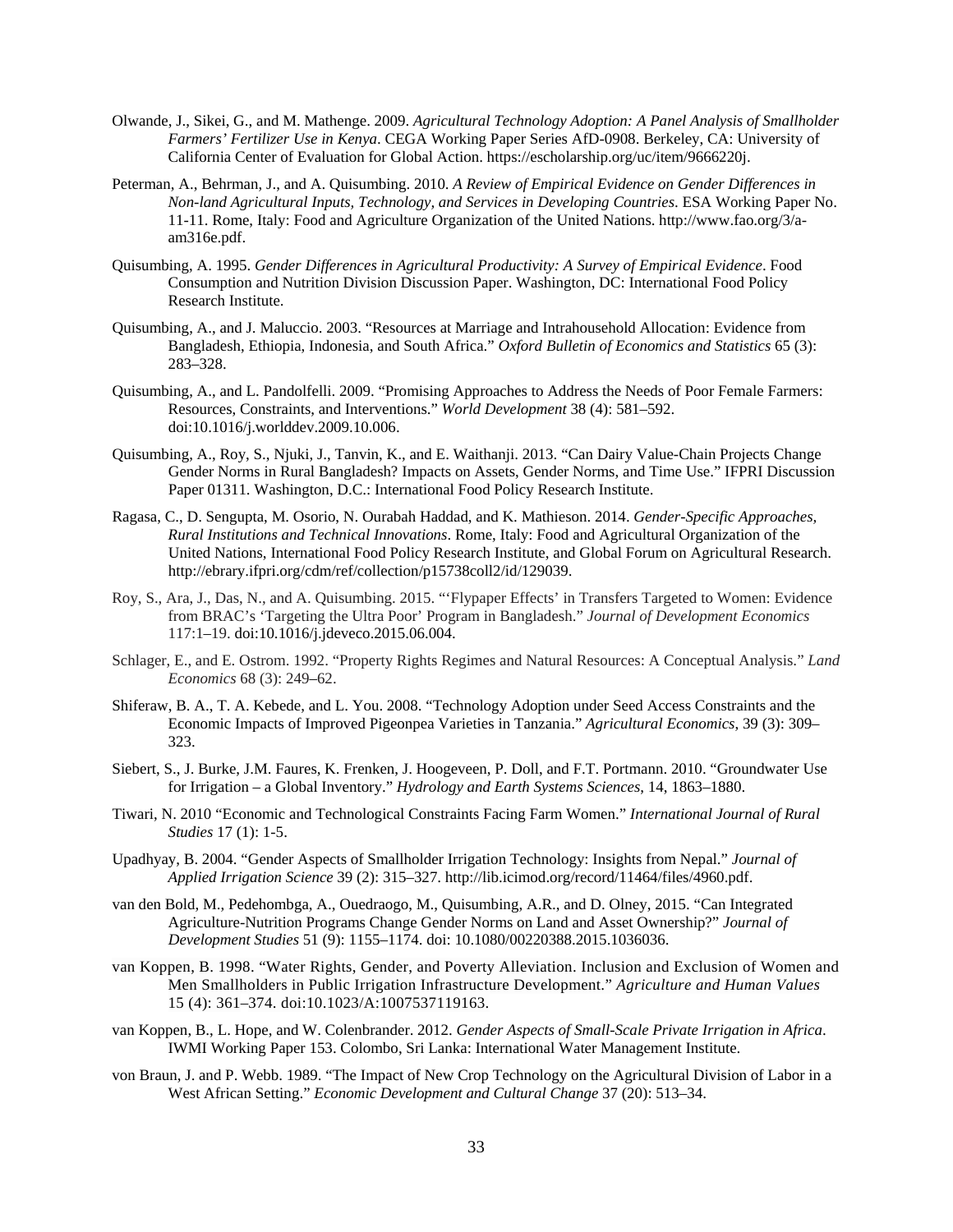Olwande, J., Sikei, G., and M. Mathenge. 2009. *Agricultural Technology Adoption: A Panel Analysis of Smallholder Farmers' Fertilizer Use in Kenya*. CEGA Working Paper Series AfD-0908. Berkeley, CA: University of California Center of Evaluation for Global Action. https://escholarship.org/uc/item/9666220j.

Peterman, A., Behrman, J., and A. Quisumbing. 2010. *A Review of Empirical Evidence on Gender Differences in Non-land Agricultural Inputs, Technology, and Services in Developing Countries*. ESA Working Paper No. 11-11. Rome, Italy: Food and Agriculture Organization of the United Nations. http://www.fao.org/3/a-am316e.pdf.

Quisumbing, A. 1995. *Gender Differences in Agricultural Productivity: A Survey of Empirical Evidence*. Food Consumption and Nutrition Division Discussion Paper. Washington, DC: International Food Policy Research Institute.

Quisumbing, A., and J. Maluccio. 2003. "Resources at Marriage and Intrahousehold Allocation: Evidence from Bangladesh, Ethiopia, Indonesia, and South Africa." *Oxford Bulletin of Economics and Statistics* 65 (3): 283–328.

Quisumbing, A., and L. Pandolfelli. 2009. "Promising Approaches to Address the Needs of Poor Female Farmers: Resources, Constraints, and Interventions." *World Development* 38 (4): 581–592. doi:10.1016/j.worlddev.2009.10.006.

Quisumbing, A., Roy, S., Njuki, J., Tanvin, K., and E. Waithanji. 2013. "Can Dairy Value-Chain Projects Change Gender Norms in Rural Bangladesh? Impacts on Assets, Gender Norms, and Time Use." IFPRI Discussion Paper 01311. Washington, D.C.: International Food Policy Research Institute.

Ragasa, C., D. Sengupta, M. Osorio, N. Ourabah Haddad, and K. Mathieson. 2014. *Gender-Specific Approaches, Rural Institutions and Technical Innovations*. Rome, Italy: Food and Agricultural Organization of the United Nations, International Food Policy Research Institute, and Global Forum on Agricultural Research. http://ebrary.ifpri.org/cdm/ref/collection/p15738coll2/id/129039.

Roy, S., Ara, J., Das, N., and A. Quisumbing. 2015. "'Flypaper Effects' in Transfers Targeted to Women: Evidence from BRAC's 'Targeting the Ultra Poor' Program in Bangladesh." *Journal of Development Economics* 117:1–19. doi:10.1016/j.jdeveco.2015.06.004.

Schlager, E., and E. Ostrom. 1992. "Property Rights Regimes and Natural Resources: A Conceptual Analysis." *Land Economics* 68 (3): 249–62.

Shiferaw, B. A., T. A. Kebede, and L. You. 2008. "Technology Adoption under Seed Access Constraints and the Economic Impacts of Improved Pigeonpea Varieties in Tanzania." *Agricultural Economics*, 39 (3): 309–323.

Siebert, S., J. Burke, J.M. Faures, K. Frenken, J. Hoogeveen, P. Doll, and F.T. Portmann. 2010. "Groundwater Use for Irrigation – a Global Inventory." *Hydrology and Earth Systems Sciences*, 14, 1863–1880.

Tiwari, N. 2010 "Economic and Technological Constraints Facing Farm Women." *International Journal of Rural Studies* 17 (1): 1-5.

Upadhyay, B. 2004. "Gender Aspects of Smallholder Irrigation Technology: Insights from Nepal." *Journal of Applied Irrigation Science* 39 (2): 315–327. http://lib.icimod.org/record/11464/files/4960.pdf.

van den Bold, M., Pedehombga, A., Ouedraogo, M., Quisumbing, A.R., and D. Olney, 2015. "Can Integrated Agriculture-Nutrition Programs Change Gender Norms on Land and Asset Ownership?" *Journal of Development Studies* 51 (9): 1155–1174. doi: 10.1080/00220388.2015.1036036.

van Koppen, B. 1998. "Water Rights, Gender, and Poverty Alleviation. Inclusion and Exclusion of Women and Men Smallholders in Public Irrigation Infrastructure Development." *Agriculture and Human Values* 15 (4): 361–374. doi:10.1023/A:1007537119163.

van Koppen, B., L. Hope, and W. Colenbrander. 2012. *Gender Aspects of Small-Scale Private Irrigation in Africa*. IWMI Working Paper 153. Colombo, Sri Lanka: International Water Management Institute.

von Braun, J. and P. Webb. 1989. "The Impact of New Crop Technology on the Agricultural Division of Labor in a West African Setting." *Economic Development and Cultural Change* 37 (20): 513–34.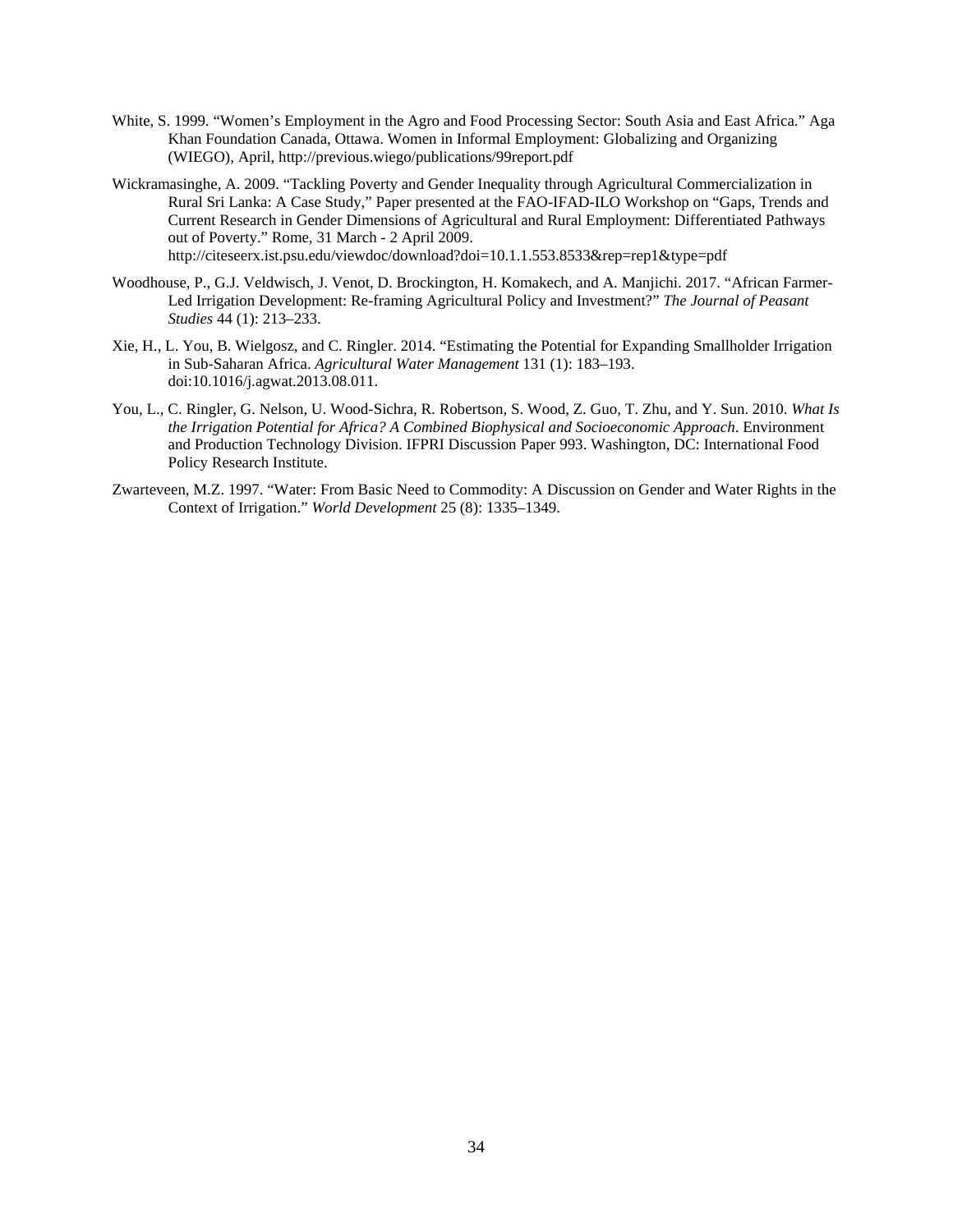White, S. 1999. “Women’s Employment in the Agro and Food Processing Sector: South Asia and East Africa.” Aga Khan Foundation Canada, Ottawa. Women in Informal Employment: Globalizing and Organizing (WIEGO), April, http://previous.wiego/publications/99report.pdf

Wickramasinghe, A. 2009. “Tackling Poverty and Gender Inequality through Agricultural Commercialization in Rural Sri Lanka: A Case Study,” Paper presented at the FAO-IFAD-ILO Workshop on “Gaps, Trends and Current Research in Gender Dimensions of Agricultural and Rural Employment: Differentiated Pathways out of Poverty.” Rome, 31 March - 2 April 2009. http://citeseerx.ist.psu.edu/viewdoc/download?doi=10.1.1.553.8533&rep=rep1&type=pdf

Woodhouse, P., G.J. Veldwisch, J. Venot, D. Brockington, H. Komakech, and A. Manjichi. 2017. “African Farmer-Led Irrigation Development: Re-framing Agricultural Policy and Investment?” *The Journal of Peasant Studies* 44 (1): 213–233.

Xie, H., L. You, B. Wielgosz, and C. Ringler. 2014. “Estimating the Potential for Expanding Smallholder Irrigation in Sub-Saharan Africa. *Agricultural Water Management* 131 (1): 183–193. doi:10.1016/j.agwat.2013.08.011.

You, L., C. Ringler, G. Nelson, U. Wood-Sichra, R. Robertson, S. Wood, Z. Guo, T. Zhu, and Y. Sun. 2010. *What Is the Irrigation Potential for Africa? A Combined Biophysical and Socioeconomic Approach*. Environment and Production Technology Division. IFPRI Discussion Paper 993. Washington, DC: International Food Policy Research Institute.

Zwarteveen, M.Z. 1997. “Water: From Basic Need to Commodity: A Discussion on Gender and Water Rights in the Context of Irrigation.” *World Development* 25 (8): 1335–1349.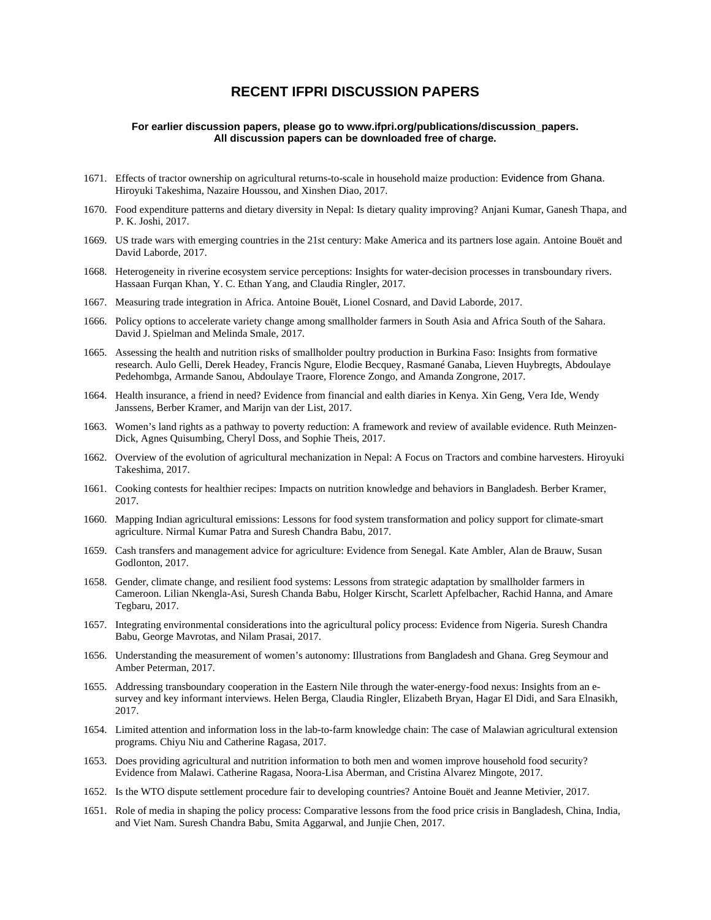# RECENT IFPRI DISCUSSION PAPERS

**For earlier discussion papers, please go to www.ifpri.org/publications/discussion_papers.**
**All discussion papers can be downloaded free of charge.**

1671. Effects of tractor ownership on agricultural returns-to-scale in household maize production: Evidence from Ghana. Hiroyuki Takeshima, Nazaire Houssou, and Xinshen Diao, 2017.

1670. Food expenditure patterns and dietary diversity in Nepal: Is dietary quality improving? Anjani Kumar, Ganesh Thapa, and P. K. Joshi, 2017.

1669. US trade wars with emerging countries in the 21st century: Make America and its partners lose again. Antoine Bouët and David Laborde, 2017.

1668. Heterogeneity in riverine ecosystem service perceptions: Insights for water-decision processes in transboundary rivers. Hassaan Furqan Khan, Y. C. Ethan Yang, and Claudia Ringler, 2017.

1667. Measuring trade integration in Africa. Antoine Bouët, Lionel Cosnard, and David Laborde, 2017.

1666. Policy options to accelerate variety change among smallholder farmers in South Asia and Africa South of the Sahara. David J. Spielman and Melinda Smale, 2017.

1665. Assessing the health and nutrition risks of smallholder poultry production in Burkina Faso: Insights from formative research. Aulo Gelli, Derek Headey, Francis Ngure, Elodie Becquey, Rasmané Ganaba, Lieven Huybregts, Abdoulaye Pedehombga, Armande Sanou, Abdoulaye Traore, Florence Zongo, and Amanda Zongrone, 2017.

1664. Health insurance, a friend in need? Evidence from financial and ealth diaries in Kenya. Xin Geng, Vera Ide, Wendy Janssens, Berber Kramer, and Marijn van der List, 2017.

1663. Women's land rights as a pathway to poverty reduction: A framework and review of available evidence. Ruth Meinzen-Dick, Agnes Quisumbing, Cheryl Doss, and Sophie Theis, 2017.

1662. Overview of the evolution of agricultural mechanization in Nepal: A Focus on Tractors and combine harvesters. Hiroyuki Takeshima, 2017.

1661. Cooking contests for healthier recipes: Impacts on nutrition knowledge and behaviors in Bangladesh. Berber Kramer, 2017.

1660. Mapping Indian agricultural emissions: Lessons for food system transformation and policy support for climate-smart agriculture. Nirmal Kumar Patra and Suresh Chandra Babu, 2017.

1659. Cash transfers and management advice for agriculture: Evidence from Senegal. Kate Ambler, Alan de Brauw, Susan Godlonton, 2017.

1658. Gender, climate change, and resilient food systems: Lessons from strategic adaptation by smallholder farmers in Cameroon. Lilian Nkengla-Asi, Suresh Chanda Babu, Holger Kirscht, Scarlett Apfelbacher, Rachid Hanna, and Amare Tegbaru, 2017.

1657. Integrating environmental considerations into the agricultural policy process: Evidence from Nigeria. Suresh Chandra Babu, George Mavrotas, and Nilam Prasai, 2017.

1656. Understanding the measurement of women's autonomy: Illustrations from Bangladesh and Ghana. Greg Seymour and Amber Peterman, 2017.

1655. Addressing transboundary cooperation in the Eastern Nile through the water-energy-food nexus: Insights from an e-survey and key informant interviews. Helen Berga, Claudia Ringler, Elizabeth Bryan, Hagar El Didi, and Sara Elnasikh, 2017.

1654. Limited attention and information loss in the lab-to-farm knowledge chain: The case of Malawian agricultural extension programs. Chiyu Niu and Catherine Ragasa, 2017.

1653. Does providing agricultural and nutrition information to both men and women improve household food security? Evidence from Malawi. Catherine Ragasa, Noora-Lisa Aberman, and Cristina Alvarez Mingote, 2017.

1652. Is the WTO dispute settlement procedure fair to developing countries? Antoine Bouët and Jeanne Metivier, 2017.

1651. Role of media in shaping the policy process: Comparative lessons from the food price crisis in Bangladesh, China, India, and Viet Nam. Suresh Chandra Babu, Smita Aggarwal, and Junjie Chen, 2017.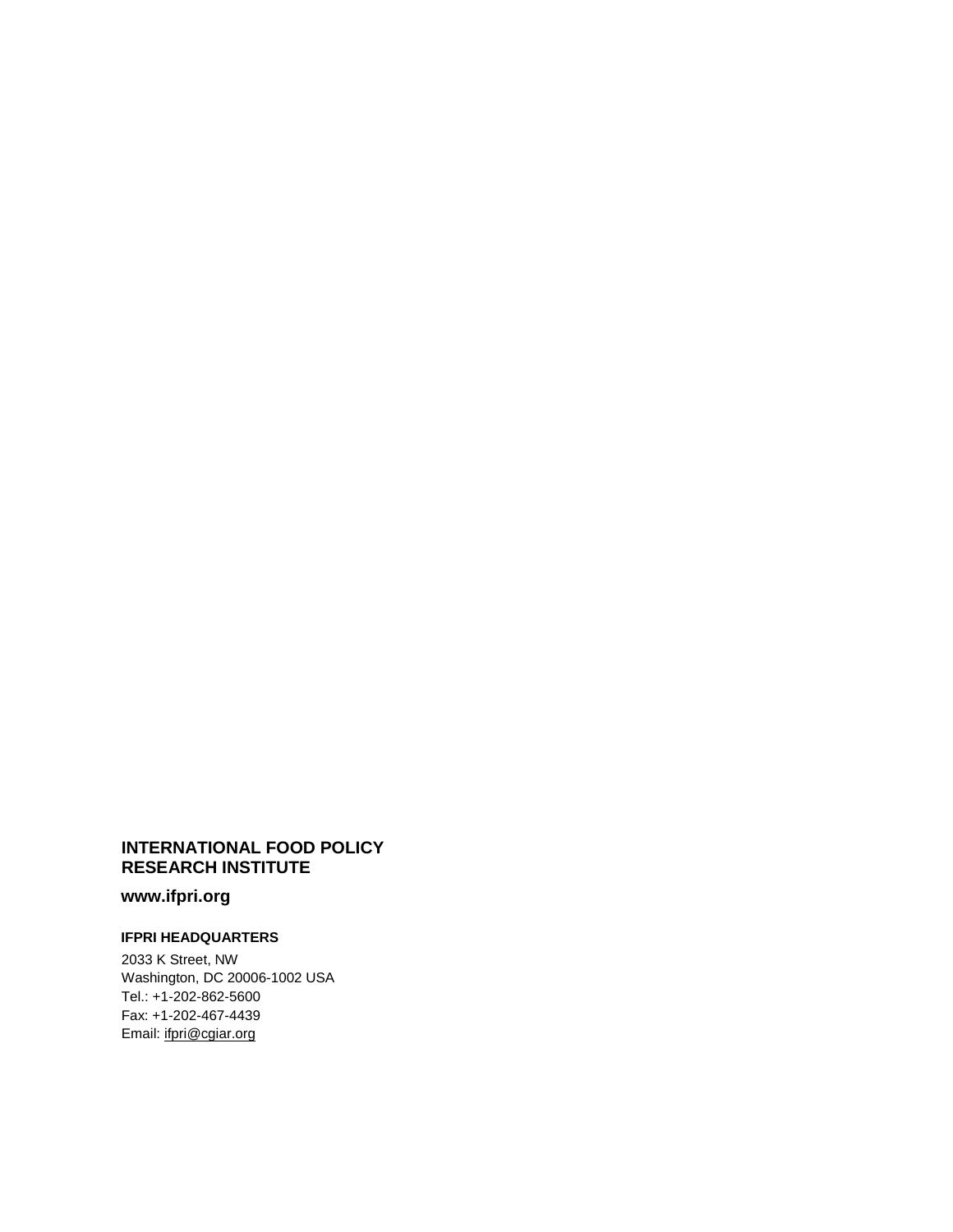**INTERNATIONAL FOOD POLICY RESEARCH INSTITUTE**

**www.ifpri.org**

**IFPRI HEADQUARTERS**

2033 K Street, NW
Washington, DC 20006-1002 USA
Tel.: +1-202-862-5600
Fax: +1-202-467-4439
Email: ifpri@cgiar.org